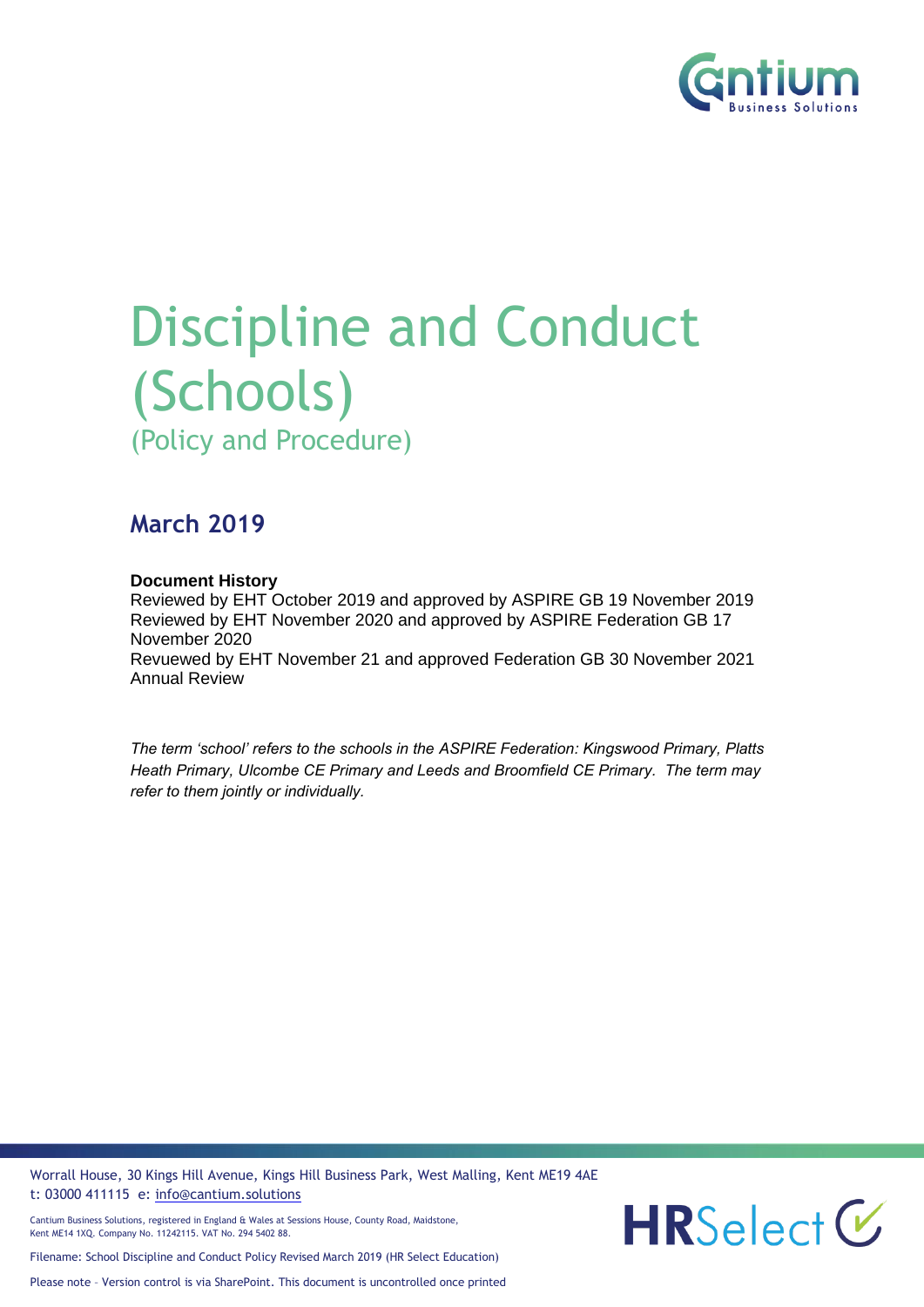# Discipline and Conduct (Schools)

## (Policy and Procedure)

## March 2019

**Document History**

Reviewed by EHT October 2019 and approved by ASPIRE GB 19 November 2019
Reviewed by EHT November 2020 and approved by ASPIRE Federation GB 17 November 2020
Revuewed by EHT November 21 and approved Federation GB 30 November 2021
Annual Review

*The term 'school' refers to the schools in the ASPIRE Federation: Kingswood Primary, Platts Heath Primary, Ulcombe CE Primary and Leeds and Broomfield CE Primary. The term may refer to them jointly or individually.*

Worrall House, 30 Kings Hill Avenue, Kings Hill Business Park, West Malling, Kent ME19 4AE
t: 03000 411115 e: info@cantium.solutions

Cantium Business Solutions, registered in England & Wales at Sessions House, County Road, Maidstone, Kent ME14 1XQ. Company No. 11242115. VAT No. 294 5402 88.

Filename: School Discipline and Conduct Policy Revised March 2019 (HR Select Education)

Please note – Version control is via SharePoint. This document is uncontrolled once printed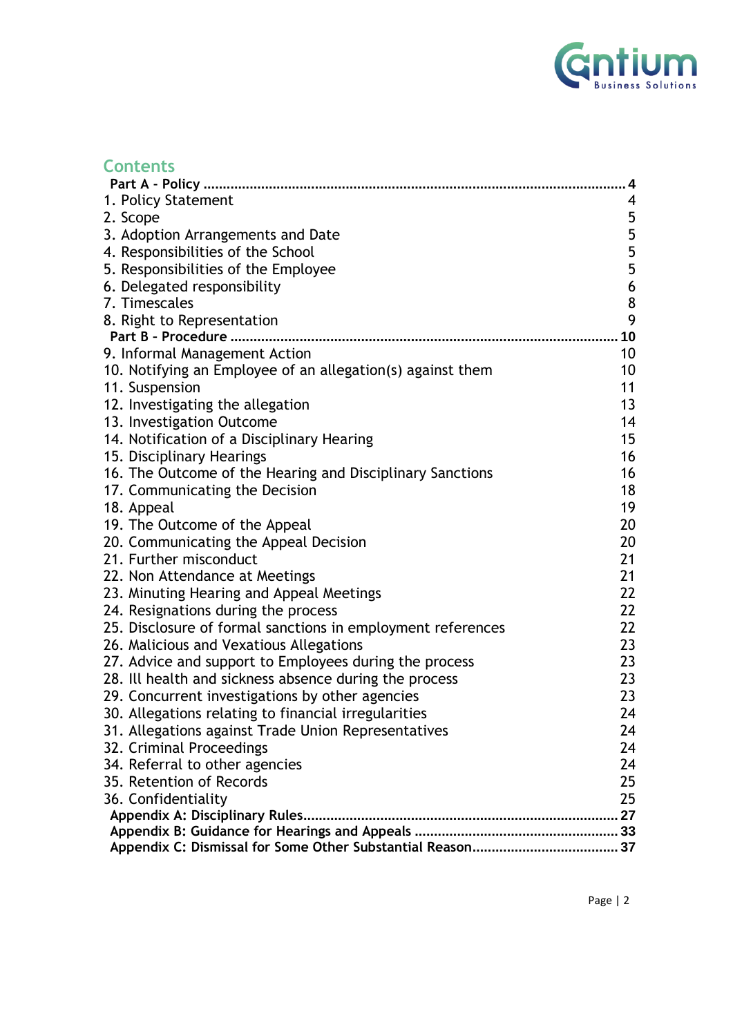## Contents

**Part A - Policy ........................................................................................................ 4**

1. Policy Statement 4
2. Scope 5
3. Adoption Arrangements and Date 5
4. Responsibilities of the School 5
5. Responsibilities of the Employee 5
6. Delegated responsibility 6
7. Timescales 8
8. Right to Representation 9

**Part B - Procedure ................................................................................................ 10**

9. Informal Management Action 10
10. Notifying an Employee of an allegation(s) against them 10
11. Suspension 11
12. Investigating the allegation 13
13. Investigation Outcome 14
14. Notification of a Disciplinary Hearing 15
15. Disciplinary Hearings 16
16. The Outcome of the Hearing and Disciplinary Sanctions 16
17. Communicating the Decision 18
18. Appeal 19
19. The Outcome of the Appeal 20
20. Communicating the Appeal Decision 20
21. Further misconduct 21
22. Non Attendance at Meetings 21
23. Minuting Hearing and Appeal Meetings 22
24. Resignations during the process 22
25. Disclosure of formal sanctions in employment references 22
26. Malicious and Vexatious Allegations 23
27. Advice and support to Employees during the process 23
28. Ill health and sickness absence during the process 23
29. Concurrent investigations by other agencies 23
30. Allegations relating to financial irregularities 24
31. Allegations against Trade Union Representatives 24
32. Criminal Proceedings 24
34. Referral to other agencies 24
35. Retention of Records 25
36. Confidentiality 25

**Appendix A: Disciplinary Rules................................................................................ 27**

**Appendix B: Guidance for Hearings and Appeals ..................................................... 33**

**Appendix C: Dismissal for Some Other Substantial Reason...................................... 37**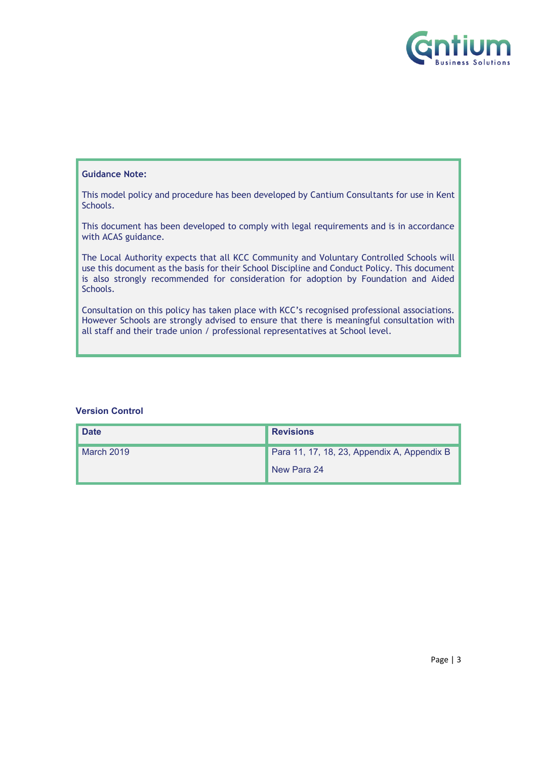**Guidance Note:**

This model policy and procedure has been developed by Cantium Consultants for use in Kent Schools.

This document has been developed to comply with legal requirements and is in accordance with ACAS guidance.

The Local Authority expects that all KCC Community and Voluntary Controlled Schools will use this document as the basis for their School Discipline and Conduct Policy. This document is also strongly recommended for consideration for adoption by Foundation and Aided Schools.

Consultation on this policy has taken place with KCC's recognised professional associations. However Schools are strongly advised to ensure that there is meaningful consultation with all staff and their trade union / professional representatives at School level.

**Version Control**

| Date | Revisions |
| --- | --- |
| March 2019 | Para 11, 17, 18, 23, Appendix A, Appendix B<br>New Para 24 |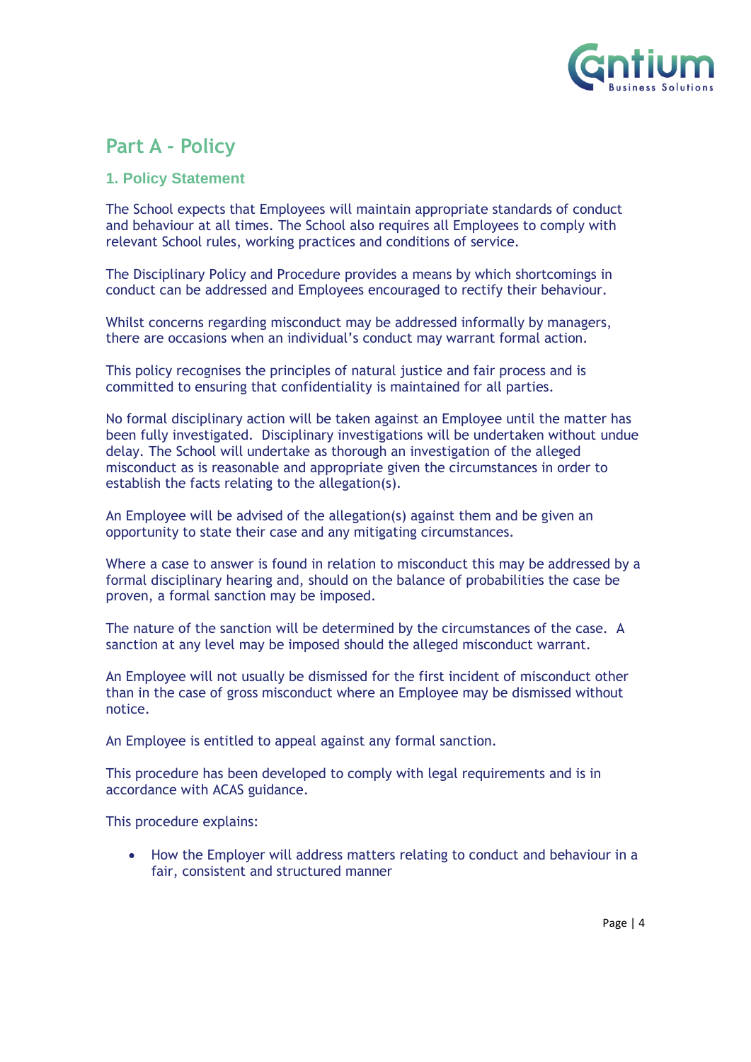# Part A - Policy

## 1. Policy Statement

The School expects that Employees will maintain appropriate standards of conduct and behaviour at all times. The School also requires all Employees to comply with relevant School rules, working practices and conditions of service.

The Disciplinary Policy and Procedure provides a means by which shortcomings in conduct can be addressed and Employees encouraged to rectify their behaviour.

Whilst concerns regarding misconduct may be addressed informally by managers, there are occasions when an individual's conduct may warrant formal action.

This policy recognises the principles of natural justice and fair process and is committed to ensuring that confidentiality is maintained for all parties.

No formal disciplinary action will be taken against an Employee until the matter has been fully investigated. Disciplinary investigations will be undertaken without undue delay. The School will undertake as thorough an investigation of the alleged misconduct as is reasonable and appropriate given the circumstances in order to establish the facts relating to the allegation(s).

An Employee will be advised of the allegation(s) against them and be given an opportunity to state their case and any mitigating circumstances.

Where a case to answer is found in relation to misconduct this may be addressed by a formal disciplinary hearing and, should on the balance of probabilities the case be proven, a formal sanction may be imposed.

The nature of the sanction will be determined by the circumstances of the case. A sanction at any level may be imposed should the alleged misconduct warrant.

An Employee will not usually be dismissed for the first incident of misconduct other than in the case of gross misconduct where an Employee may be dismissed without notice.

An Employee is entitled to appeal against any formal sanction.

This procedure has been developed to comply with legal requirements and is in accordance with ACAS guidance.

This procedure explains:

- How the Employer will address matters relating to conduct and behaviour in a fair, consistent and structured manner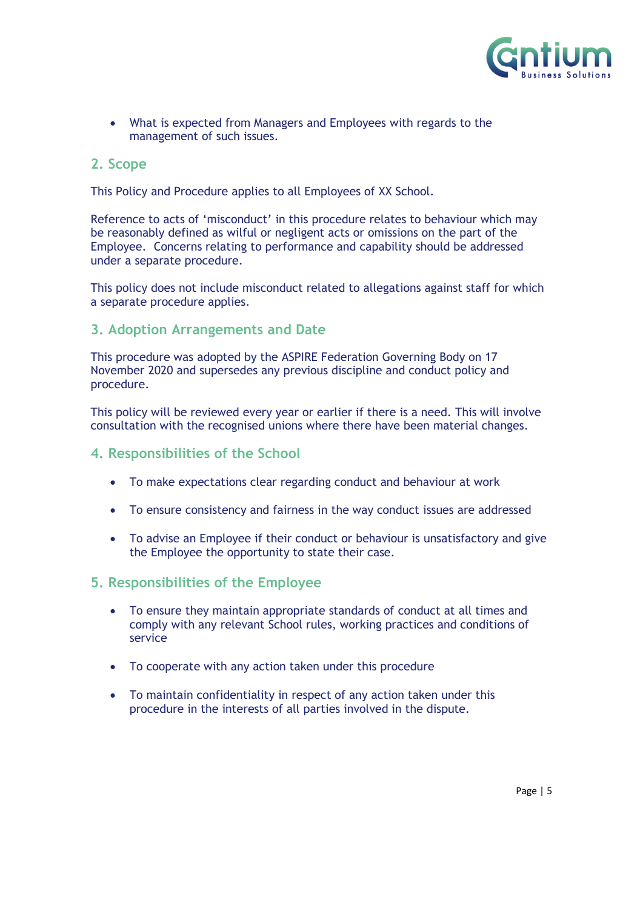- What is expected from Managers and Employees with regards to the management of such issues.

## 2. Scope

This Policy and Procedure applies to all Employees of XX School.

Reference to acts of 'misconduct' in this procedure relates to behaviour which may be reasonably defined as wilful or negligent acts or omissions on the part of the Employee. Concerns relating to performance and capability should be addressed under a separate procedure.

This policy does not include misconduct related to allegations against staff for which a separate procedure applies.

## 3. Adoption Arrangements and Date

This procedure was adopted by the ASPIRE Federation Governing Body on 17 November 2020 and supersedes any previous discipline and conduct policy and procedure.

This policy will be reviewed every year or earlier if there is a need. This will involve consultation with the recognised unions where there have been material changes.

## 4. Responsibilities of the School

- To make expectations clear regarding conduct and behaviour at work
- To ensure consistency and fairness in the way conduct issues are addressed
- To advise an Employee if their conduct or behaviour is unsatisfactory and give the Employee the opportunity to state their case.

## 5. Responsibilities of the Employee

- To ensure they maintain appropriate standards of conduct at all times and comply with any relevant School rules, working practices and conditions of service
- To cooperate with any action taken under this procedure
- To maintain confidentiality in respect of any action taken under this procedure in the interests of all parties involved in the dispute.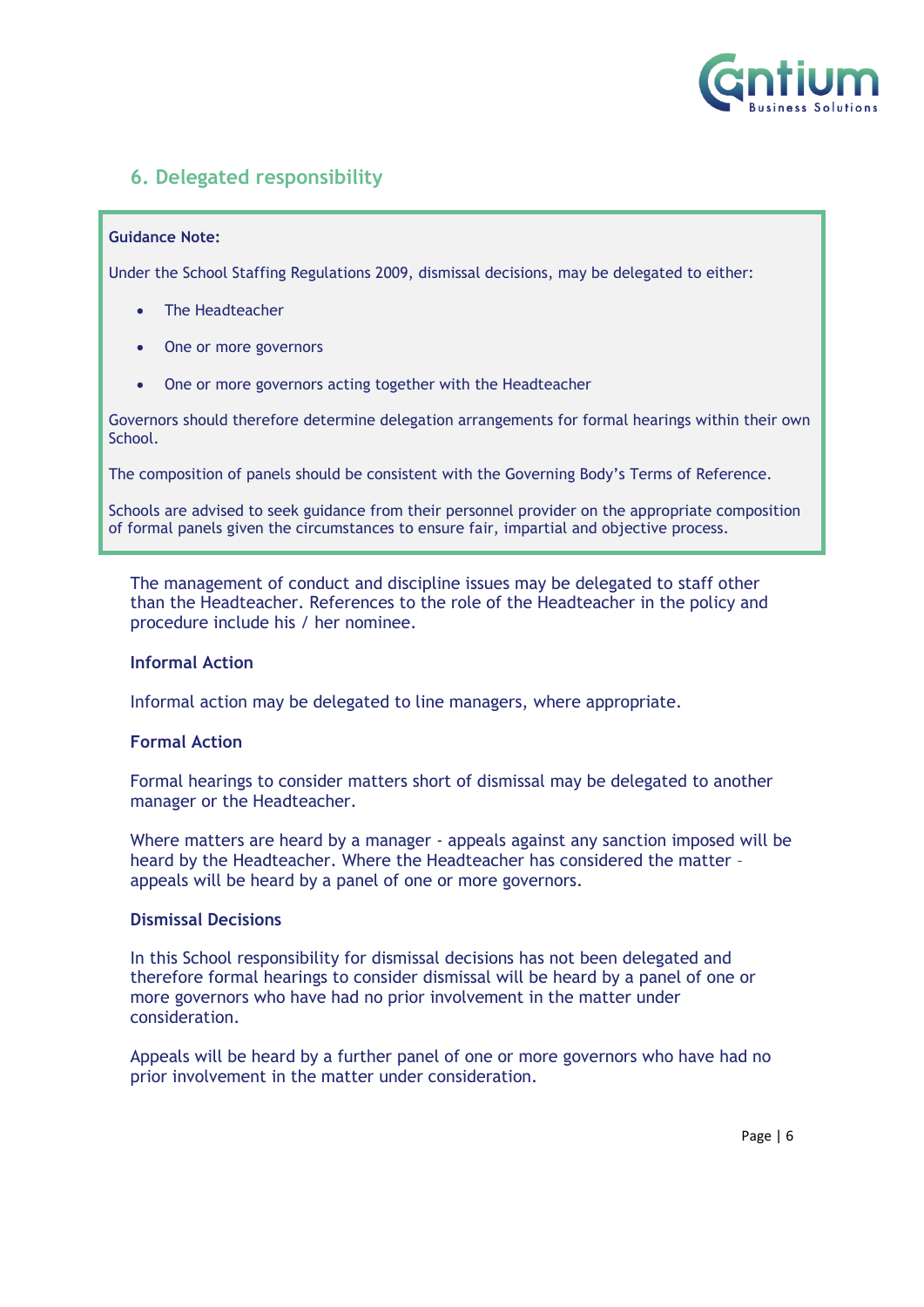## 6. Delegated responsibility

> **Guidance Note:**
>
> Under the School Staffing Regulations 2009, dismissal decisions, may be delegated to either:
>
> - The Headteacher
> - One or more governors
> - One or more governors acting together with the Headteacher
>
> Governors should therefore determine delegation arrangements for formal hearings within their own School.
>
> The composition of panels should be consistent with the Governing Body's Terms of Reference.
>
> Schools are advised to seek guidance from their personnel provider on the appropriate composition of formal panels given the circumstances to ensure fair, impartial and objective process.

The management of conduct and discipline issues may be delegated to staff other than the Headteacher. References to the role of the Headteacher in the policy and procedure include his / her nominee.

**Informal Action**

Informal action may be delegated to line managers, where appropriate.

**Formal Action**

Formal hearings to consider matters short of dismissal may be delegated to another manager or the Headteacher.

Where matters are heard by a manager - appeals against any sanction imposed will be heard by the Headteacher. Where the Headteacher has considered the matter – appeals will be heard by a panel of one or more governors.

**Dismissal Decisions**

In this School responsibility for dismissal decisions has not been delegated and therefore formal hearings to consider dismissal will be heard by a panel of one or more governors who have had no prior involvement in the matter under consideration.

Appeals will be heard by a further panel of one or more governors who have had no prior involvement in the matter under consideration.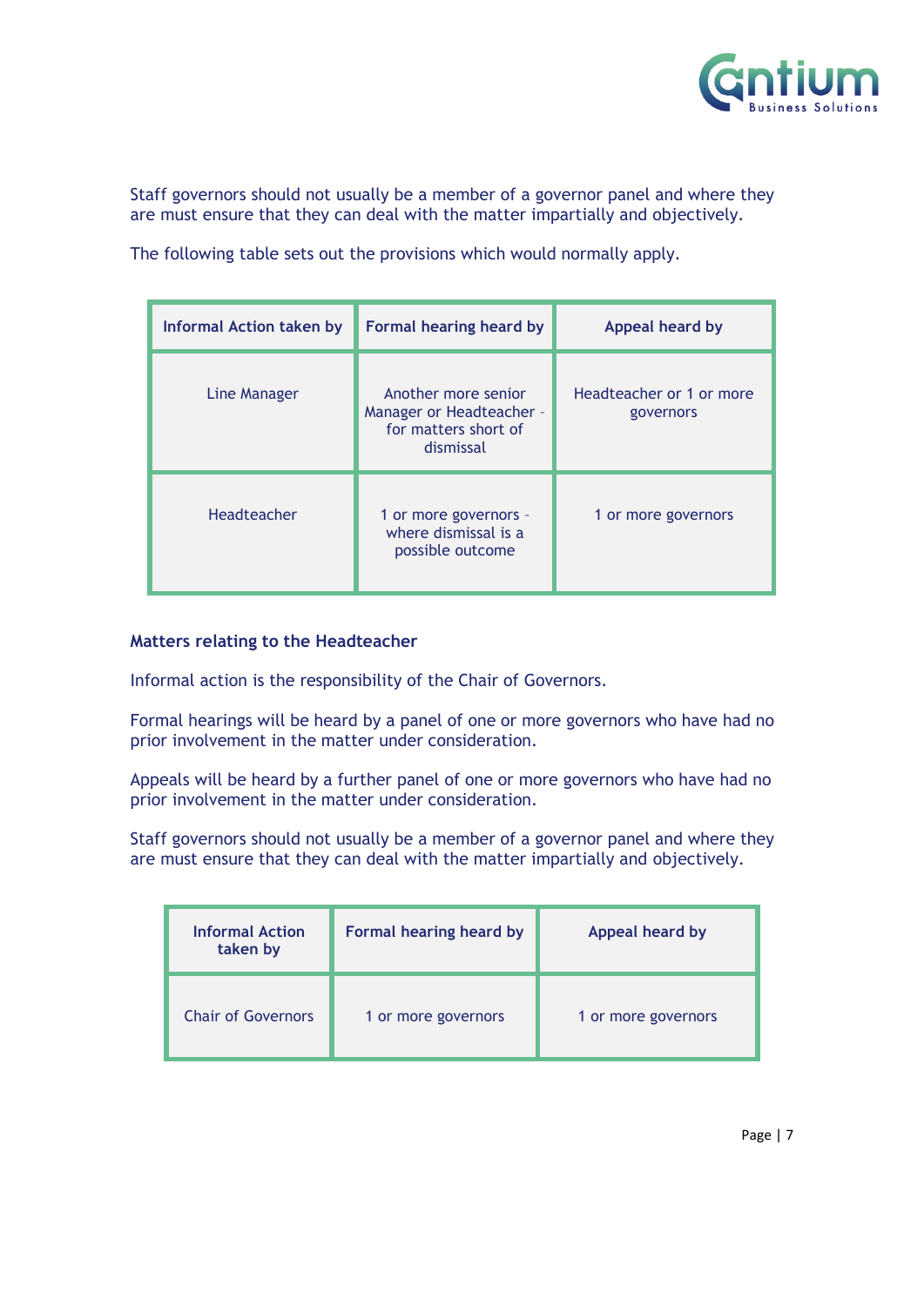Staff governors should not usually be a member of a governor panel and where they are must ensure that they can deal with the matter impartially and objectively.

The following table sets out the provisions which would normally apply.

| Informal Action taken by | Formal hearing heard by | Appeal heard by |
|---|---|---|
| Line Manager | Another more senior Manager or Headteacher - for matters short of dismissal | Headteacher or 1 or more governors |
| Headteacher | 1 or more governors - where dismissal is a possible outcome | 1 or more governors |

**Matters relating to the Headteacher**

Informal action is the responsibility of the Chair of Governors.

Formal hearings will be heard by a panel of one or more governors who have had no prior involvement in the matter under consideration.

Appeals will be heard by a further panel of one or more governors who have had no prior involvement in the matter under consideration.

Staff governors should not usually be a member of a governor panel and where they are must ensure that they can deal with the matter impartially and objectively.

| Informal Action taken by | Formal hearing heard by | Appeal heard by |
|---|---|---|
| Chair of Governors | 1 or more governors | 1 or more governors |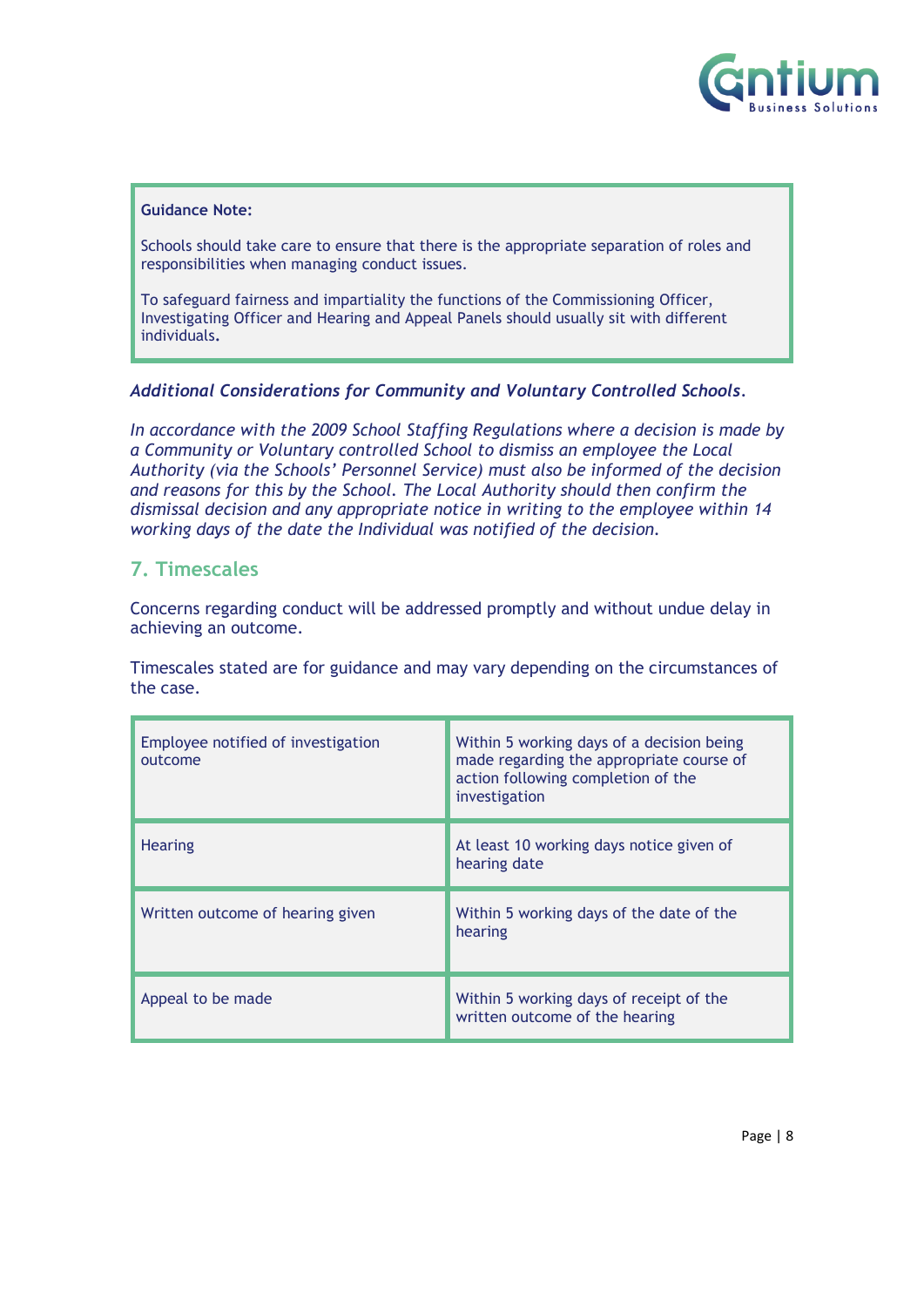**Guidance Note:**

Schools should take care to ensure that there is the appropriate separation of roles and responsibilities when managing conduct issues.

To safeguard fairness and impartiality the functions of the Commissioning Officer, Investigating Officer and Hearing and Appeal Panels should usually sit with different individuals**.**

***Additional Considerations for Community and Voluntary Controlled Schools****.*

*In accordance with the 2009 School Staffing Regulations where a decision is made by a Community or Voluntary controlled School to dismiss an employee the Local Authority (via the Schools' Personnel Service) must also be informed of the decision and reasons for this by the School. The Local Authority should then confirm the dismissal decision and any appropriate notice in writing to the employee within 14 working days of the date the Individual was notified of the decision.*

## 7. Timescales

Concerns regarding conduct will be addressed promptly and without undue delay in achieving an outcome.

Timescales stated are for guidance and may vary depending on the circumstances of the case.

| | |
|---|---|
| Employee notified of investigation outcome | Within 5 working days of a decision being made regarding the appropriate course of action following completion of the investigation |
| Hearing | At least 10 working days notice given of hearing date |
| Written outcome of hearing given | Within 5 working days of the date of the hearing |
| Appeal to be made | Within 5 working days of receipt of the written outcome of the hearing |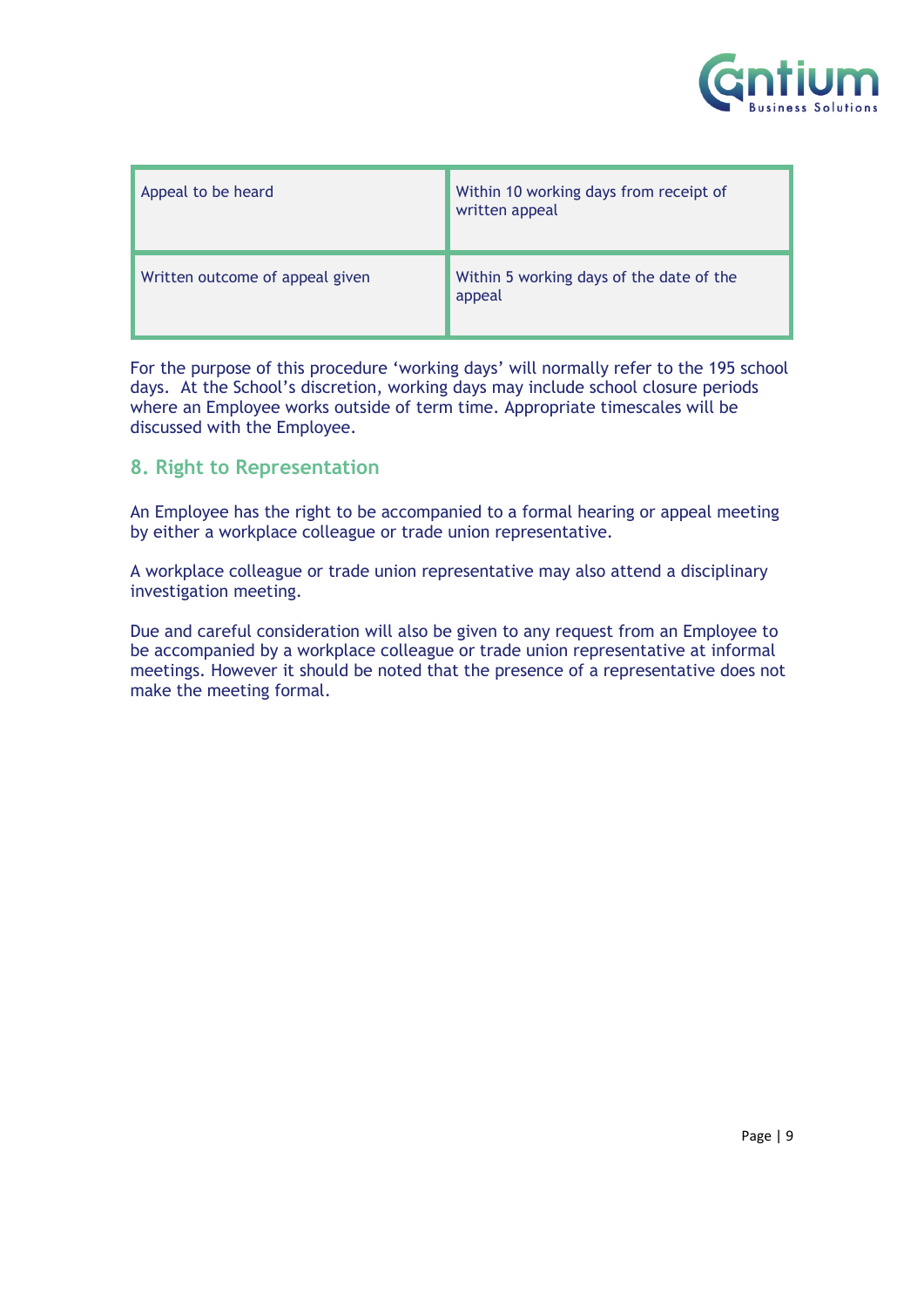| Appeal to be heard | Within 10 working days from receipt of written appeal |
| --- | --- |
| Written outcome of appeal given | Within 5 working days of the date of the appeal |

For the purpose of this procedure 'working days' will normally refer to the 195 school days. At the School's discretion, working days may include school closure periods where an Employee works outside of term time. Appropriate timescales will be discussed with the Employee.

## 8. Right to Representation

An Employee has the right to be accompanied to a formal hearing or appeal meeting by either a workplace colleague or trade union representative.

A workplace colleague or trade union representative may also attend a disciplinary investigation meeting.

Due and careful consideration will also be given to any request from an Employee to be accompanied by a workplace colleague or trade union representative at informal meetings. However it should be noted that the presence of a representative does not make the meeting formal.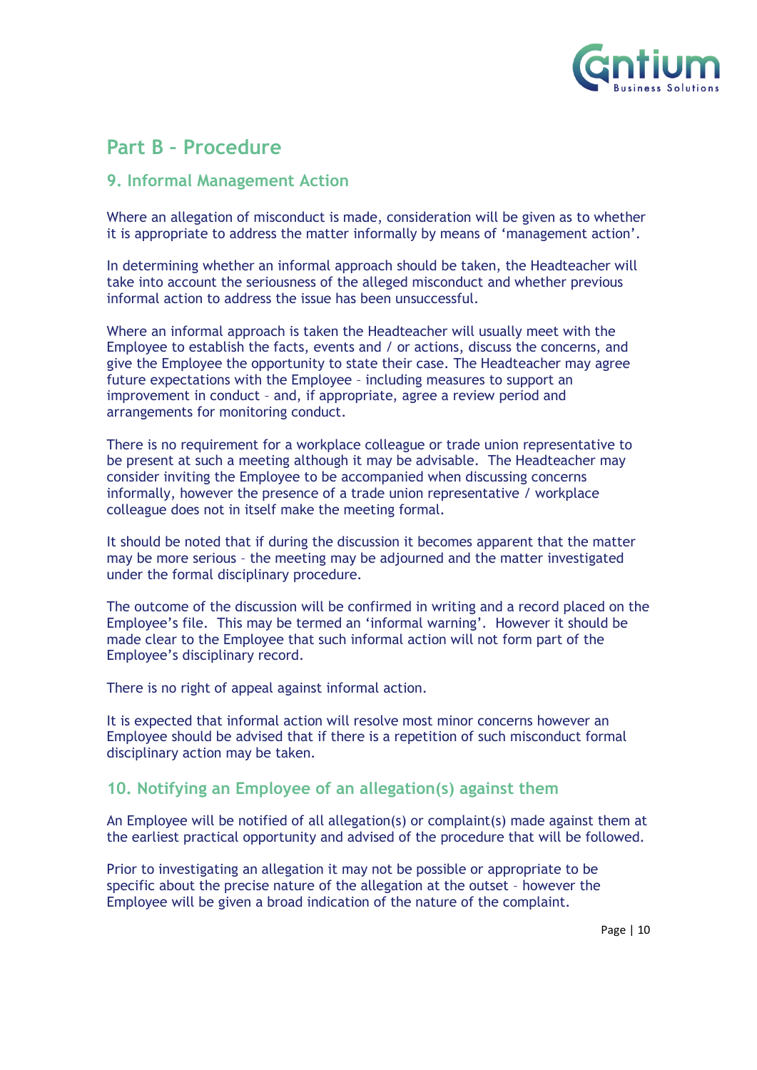## Part B – Procedure

### 9. Informal Management Action

Where an allegation of misconduct is made, consideration will be given as to whether it is appropriate to address the matter informally by means of 'management action'.

In determining whether an informal approach should be taken, the Headteacher will take into account the seriousness of the alleged misconduct and whether previous informal action to address the issue has been unsuccessful.

Where an informal approach is taken the Headteacher will usually meet with the Employee to establish the facts, events and / or actions, discuss the concerns, and give the Employee the opportunity to state their case. The Headteacher may agree future expectations with the Employee – including measures to support an improvement in conduct – and, if appropriate, agree a review period and arrangements for monitoring conduct.

There is no requirement for a workplace colleague or trade union representative to be present at such a meeting although it may be advisable. The Headteacher may consider inviting the Employee to be accompanied when discussing concerns informally, however the presence of a trade union representative / workplace colleague does not in itself make the meeting formal.

It should be noted that if during the discussion it becomes apparent that the matter may be more serious – the meeting may be adjourned and the matter investigated under the formal disciplinary procedure.

The outcome of the discussion will be confirmed in writing and a record placed on the Employee's file. This may be termed an 'informal warning'. However it should be made clear to the Employee that such informal action will not form part of the Employee's disciplinary record.

There is no right of appeal against informal action.

It is expected that informal action will resolve most minor concerns however an Employee should be advised that if there is a repetition of such misconduct formal disciplinary action may be taken.

### 10. Notifying an Employee of an allegation(s) against them

An Employee will be notified of all allegation(s) or complaint(s) made against them at the earliest practical opportunity and advised of the procedure that will be followed.

Prior to investigating an allegation it may not be possible or appropriate to be specific about the precise nature of the allegation at the outset – however the Employee will be given a broad indication of the nature of the complaint.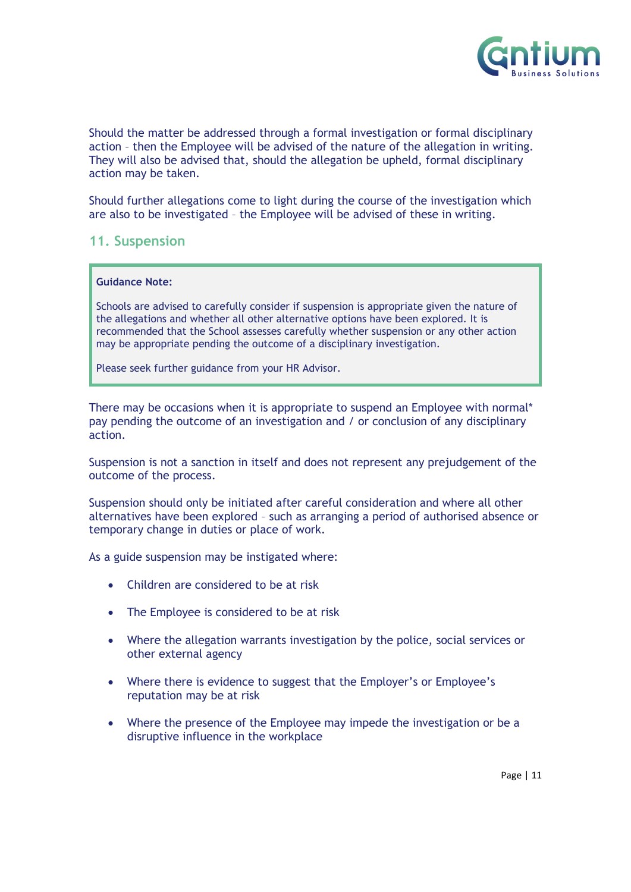Should the matter be addressed through a formal investigation or formal disciplinary action – then the Employee will be advised of the nature of the allegation in writing. They will also be advised that, should the allegation be upheld, formal disciplinary action may be taken.

Should further allegations come to light during the course of the investigation which are also to be investigated – the Employee will be advised of these in writing.

## 11. Suspension

> **Guidance Note:**
>
> Schools are advised to carefully consider if suspension is appropriate given the nature of the allegations and whether all other alternative options have been explored. It is recommended that the School assesses carefully whether suspension or any other action may be appropriate pending the outcome of a disciplinary investigation.
>
> Please seek further guidance from your HR Advisor.

There may be occasions when it is appropriate to suspend an Employee with normal* pay pending the outcome of an investigation and / or conclusion of any disciplinary action.

Suspension is not a sanction in itself and does not represent any prejudgement of the outcome of the process.

Suspension should only be initiated after careful consideration and where all other alternatives have been explored – such as arranging a period of authorised absence or temporary change in duties or place of work.

As a guide suspension may be instigated where:

- Children are considered to be at risk
- The Employee is considered to be at risk
- Where the allegation warrants investigation by the police, social services or other external agency
- Where there is evidence to suggest that the Employer's or Employee's reputation may be at risk
- Where the presence of the Employee may impede the investigation or be a disruptive influence in the workplace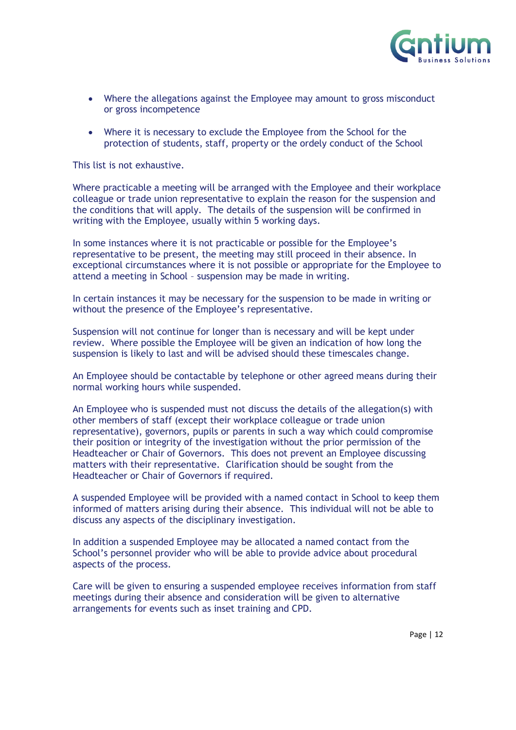- Where the allegations against the Employee may amount to gross misconduct or gross incompetence
- Where it is necessary to exclude the Employee from the School for the protection of students, staff, property or the ordely conduct of the School

This list is not exhaustive.

Where practicable a meeting will be arranged with the Employee and their workplace colleague or trade union representative to explain the reason for the suspension and the conditions that will apply. The details of the suspension will be confirmed in writing with the Employee, usually within 5 working days.

In some instances where it is not practicable or possible for the Employee's representative to be present, the meeting may still proceed in their absence. In exceptional circumstances where it is not possible or appropriate for the Employee to attend a meeting in School – suspension may be made in writing.

In certain instances it may be necessary for the suspension to be made in writing or without the presence of the Employee's representative.

Suspension will not continue for longer than is necessary and will be kept under review. Where possible the Employee will be given an indication of how long the suspension is likely to last and will be advised should these timescales change.

An Employee should be contactable by telephone or other agreed means during their normal working hours while suspended.

An Employee who is suspended must not discuss the details of the allegation(s) with other members of staff (except their workplace colleague or trade union representative), governors, pupils or parents in such a way which could compromise their position or integrity of the investigation without the prior permission of the Headteacher or Chair of Governors. This does not prevent an Employee discussing matters with their representative. Clarification should be sought from the Headteacher or Chair of Governors if required.

A suspended Employee will be provided with a named contact in School to keep them informed of matters arising during their absence. This individual will not be able to discuss any aspects of the disciplinary investigation.

In addition a suspended Employee may be allocated a named contact from the School's personnel provider who will be able to provide advice about procedural aspects of the process.

Care will be given to ensuring a suspended employee receives information from staff meetings during their absence and consideration will be given to alternative arrangements for events such as inset training and CPD.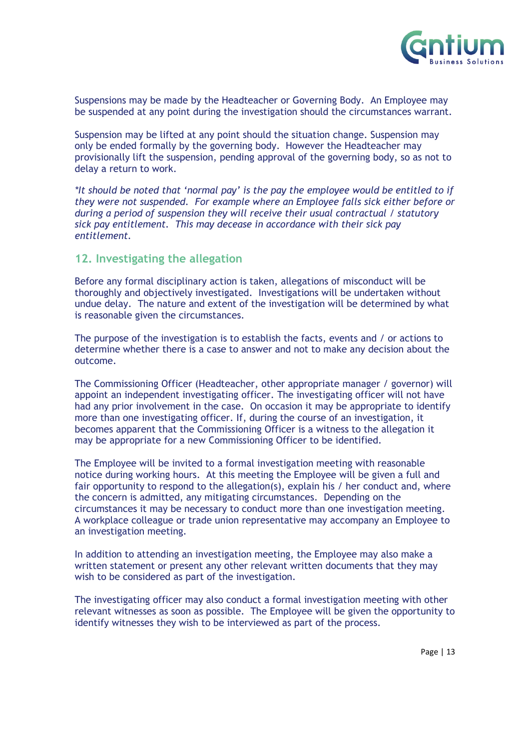Suspensions may be made by the Headteacher or Governing Body. An Employee may be suspended at any point during the investigation should the circumstances warrant.

Suspension may be lifted at any point should the situation change. Suspension may only be ended formally by the governing body. However the Headteacher may provisionally lift the suspension, pending approval of the governing body, so as not to delay a return to work.

*\*It should be noted that 'normal pay' is the pay the employee would be entitled to if they were not suspended. For example where an Employee falls sick either before or during a period of suspension they will receive their usual contractual / statutory sick pay entitlement. This may decease in accordance with their sick pay entitlement.*

## 12. Investigating the allegation

Before any formal disciplinary action is taken, allegations of misconduct will be thoroughly and objectively investigated. Investigations will be undertaken without undue delay. The nature and extent of the investigation will be determined by what is reasonable given the circumstances.

The purpose of the investigation is to establish the facts, events and / or actions to determine whether there is a case to answer and not to make any decision about the outcome.

The Commissioning Officer (Headteacher, other appropriate manager / governor) will appoint an independent investigating officer. The investigating officer will not have had any prior involvement in the case. On occasion it may be appropriate to identify more than one investigating officer. If, during the course of an investigation, it becomes apparent that the Commissioning Officer is a witness to the allegation it may be appropriate for a new Commissioning Officer to be identified.

The Employee will be invited to a formal investigation meeting with reasonable notice during working hours. At this meeting the Employee will be given a full and fair opportunity to respond to the allegation(s), explain his / her conduct and, where the concern is admitted, any mitigating circumstances. Depending on the circumstances it may be necessary to conduct more than one investigation meeting. A workplace colleague or trade union representative may accompany an Employee to an investigation meeting.

In addition to attending an investigation meeting, the Employee may also make a written statement or present any other relevant written documents that they may wish to be considered as part of the investigation.

The investigating officer may also conduct a formal investigation meeting with other relevant witnesses as soon as possible. The Employee will be given the opportunity to identify witnesses they wish to be interviewed as part of the process.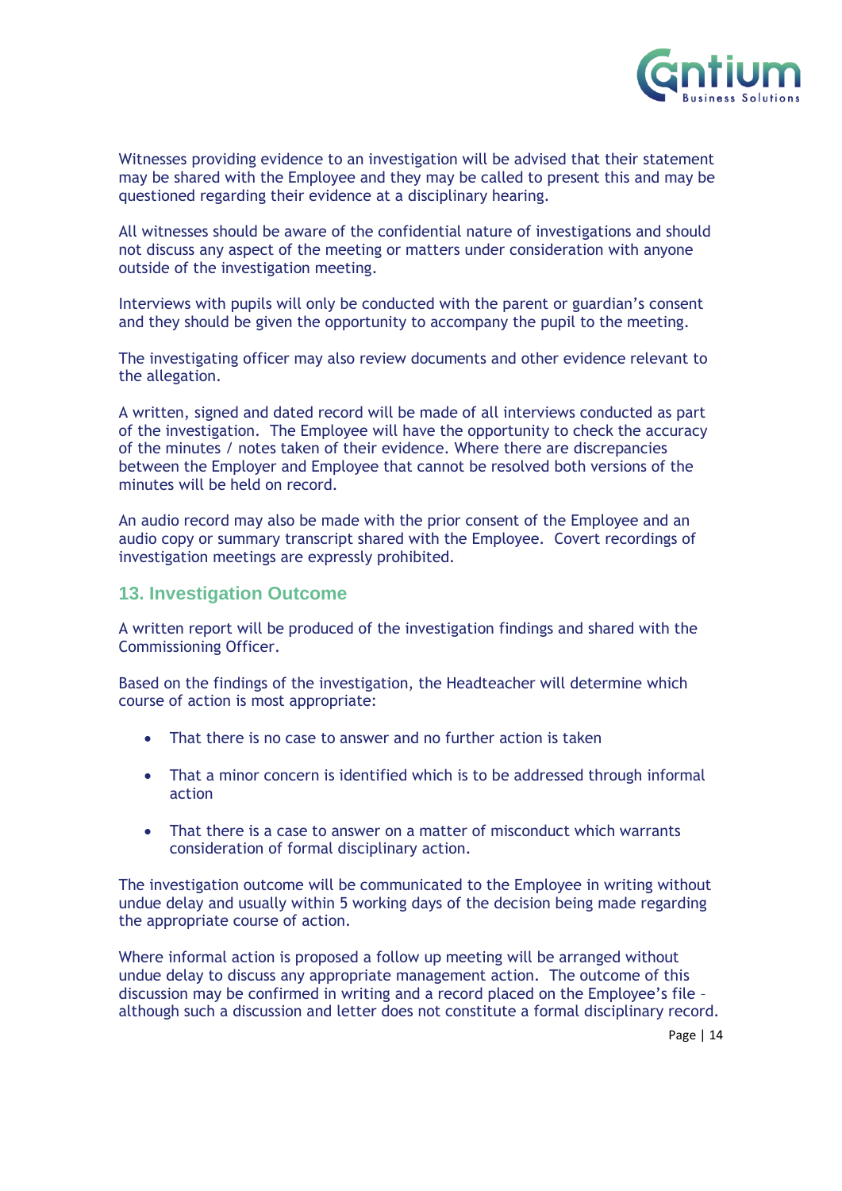Witnesses providing evidence to an investigation will be advised that their statement may be shared with the Employee and they may be called to present this and may be questioned regarding their evidence at a disciplinary hearing.

All witnesses should be aware of the confidential nature of investigations and should not discuss any aspect of the meeting or matters under consideration with anyone outside of the investigation meeting.

Interviews with pupils will only be conducted with the parent or guardian's consent and they should be given the opportunity to accompany the pupil to the meeting.

The investigating officer may also review documents and other evidence relevant to the allegation.

A written, signed and dated record will be made of all interviews conducted as part of the investigation. The Employee will have the opportunity to check the accuracy of the minutes / notes taken of their evidence. Where there are discrepancies between the Employer and Employee that cannot be resolved both versions of the minutes will be held on record.

An audio record may also be made with the prior consent of the Employee and an audio copy or summary transcript shared with the Employee. Covert recordings of investigation meetings are expressly prohibited.

## 13. Investigation Outcome

A written report will be produced of the investigation findings and shared with the Commissioning Officer.

Based on the findings of the investigation, the Headteacher will determine which course of action is most appropriate:

- That there is no case to answer and no further action is taken
- That a minor concern is identified which is to be addressed through informal action
- That there is a case to answer on a matter of misconduct which warrants consideration of formal disciplinary action.

The investigation outcome will be communicated to the Employee in writing without undue delay and usually within 5 working days of the decision being made regarding the appropriate course of action.

Where informal action is proposed a follow up meeting will be arranged without undue delay to discuss any appropriate management action. The outcome of this discussion may be confirmed in writing and a record placed on the Employee's file – although such a discussion and letter does not constitute a formal disciplinary record.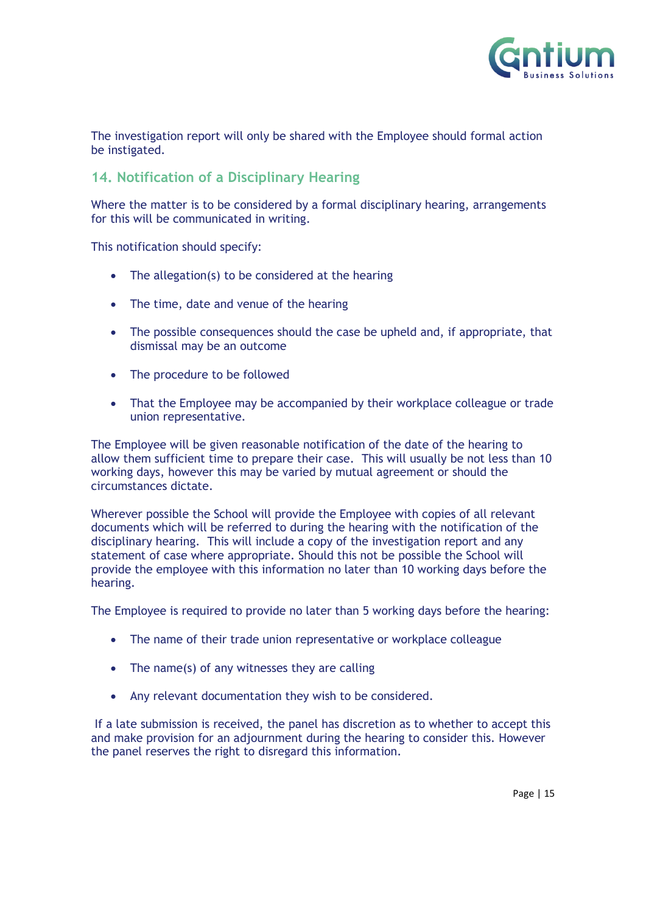The investigation report will only be shared with the Employee should formal action be instigated.

## 14. Notification of a Disciplinary Hearing

Where the matter is to be considered by a formal disciplinary hearing, arrangements for this will be communicated in writing.

This notification should specify:

- The allegation(s) to be considered at the hearing
- The time, date and venue of the hearing
- The possible consequences should the case be upheld and, if appropriate, that dismissal may be an outcome
- The procedure to be followed
- That the Employee may be accompanied by their workplace colleague or trade union representative.

The Employee will be given reasonable notification of the date of the hearing to allow them sufficient time to prepare their case. This will usually be not less than 10 working days, however this may be varied by mutual agreement or should the circumstances dictate.

Wherever possible the School will provide the Employee with copies of all relevant documents which will be referred to during the hearing with the notification of the disciplinary hearing. This will include a copy of the investigation report and any statement of case where appropriate. Should this not be possible the School will provide the employee with this information no later than 10 working days before the hearing.

The Employee is required to provide no later than 5 working days before the hearing:

- The name of their trade union representative or workplace colleague
- The name(s) of any witnesses they are calling
- Any relevant documentation they wish to be considered.

If a late submission is received, the panel has discretion as to whether to accept this and make provision for an adjournment during the hearing to consider this. However the panel reserves the right to disregard this information.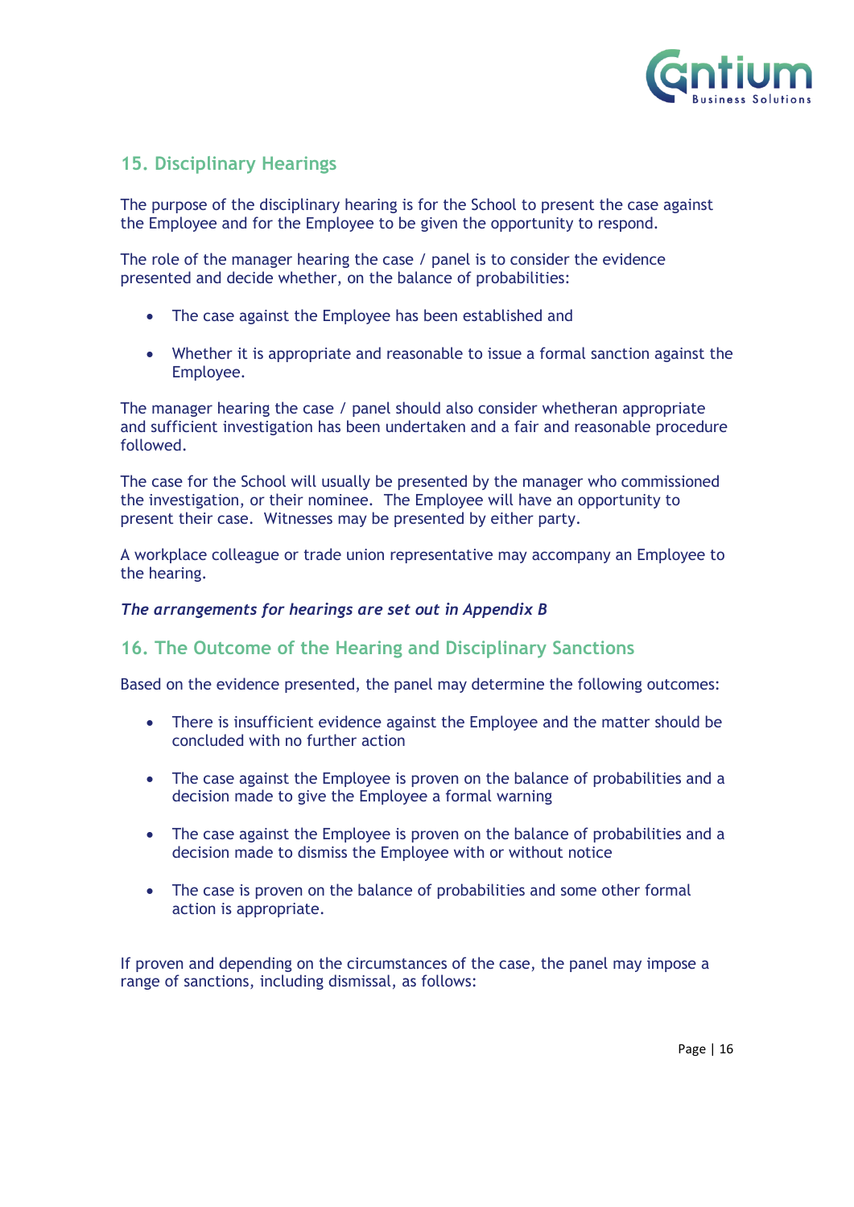## 15. Disciplinary Hearings

The purpose of the disciplinary hearing is for the School to present the case against the Employee and for the Employee to be given the opportunity to respond.

The role of the manager hearing the case / panel is to consider the evidence presented and decide whether, on the balance of probabilities:

- The case against the Employee has been established and
- Whether it is appropriate and reasonable to issue a formal sanction against the Employee.

The manager hearing the case / panel should also consider whetheran appropriate and sufficient investigation has been undertaken and a fair and reasonable procedure followed.

The case for the School will usually be presented by the manager who commissioned the investigation, or their nominee. The Employee will have an opportunity to present their case. Witnesses may be presented by either party.

A workplace colleague or trade union representative may accompany an Employee to the hearing.

***The arrangements for hearings are set out in Appendix B***

## 16. The Outcome of the Hearing and Disciplinary Sanctions

Based on the evidence presented, the panel may determine the following outcomes:

- There is insufficient evidence against the Employee and the matter should be concluded with no further action
- The case against the Employee is proven on the balance of probabilities and a decision made to give the Employee a formal warning
- The case against the Employee is proven on the balance of probabilities and a decision made to dismiss the Employee with or without notice
- The case is proven on the balance of probabilities and some other formal action is appropriate.

If proven and depending on the circumstances of the case, the panel may impose a range of sanctions, including dismissal, as follows: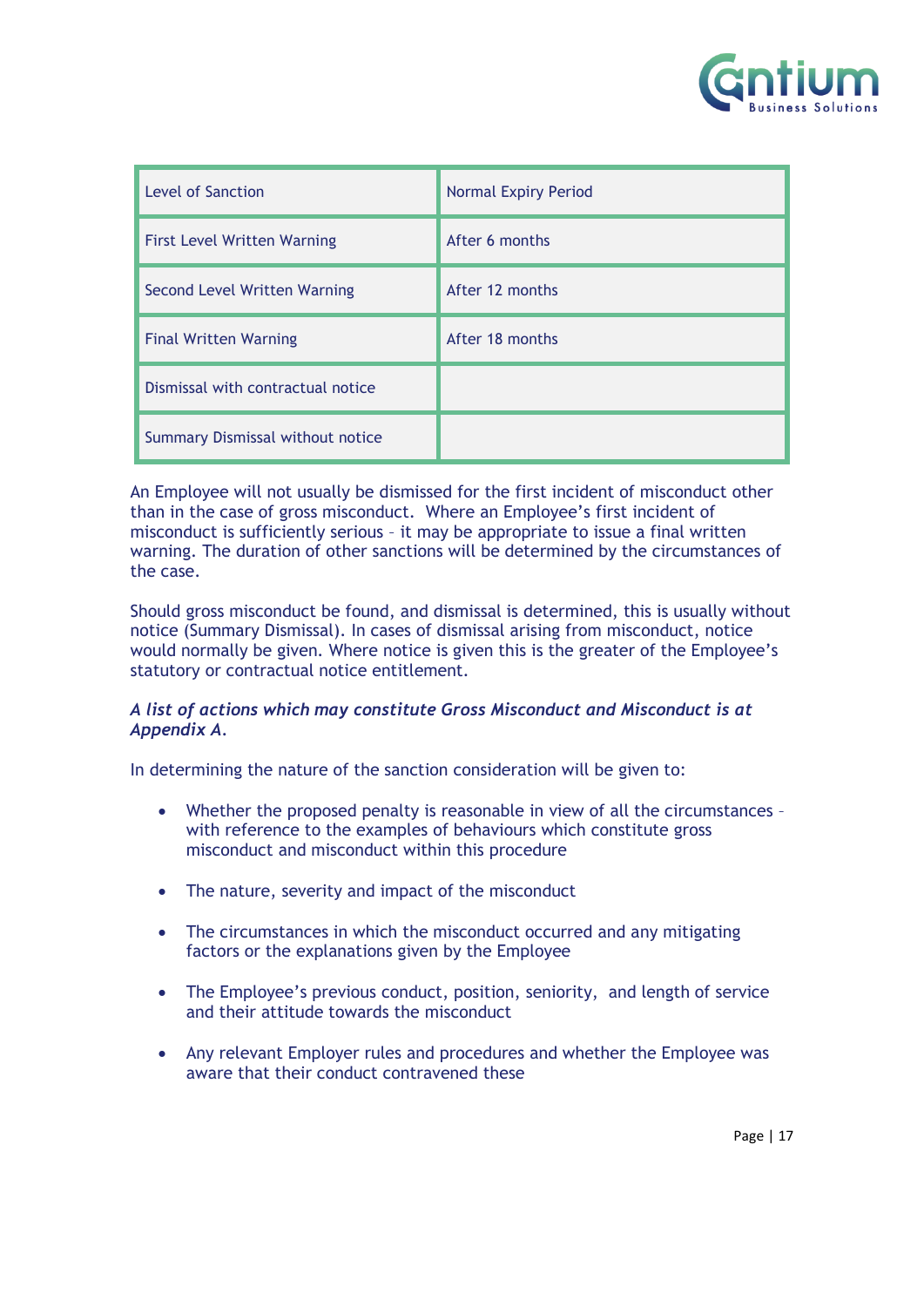| Level of Sanction | Normal Expiry Period |
|---|---|
| First Level Written Warning | After 6 months |
| Second Level Written Warning | After 12 months |
| Final Written Warning | After 18 months |
| Dismissal with contractual notice | |
| Summary Dismissal without notice | |

An Employee will not usually be dismissed for the first incident of misconduct other than in the case of gross misconduct. Where an Employee's first incident of misconduct is sufficiently serious – it may be appropriate to issue a final written warning. The duration of other sanctions will be determined by the circumstances of the case.

Should gross misconduct be found, and dismissal is determined, this is usually without notice (Summary Dismissal). In cases of dismissal arising from misconduct, notice would normally be given. Where notice is given this is the greater of the Employee's statutory or contractual notice entitlement.

***A list of actions which may constitute Gross Misconduct and Misconduct is at Appendix A.***

In determining the nature of the sanction consideration will be given to:

- Whether the proposed penalty is reasonable in view of all the circumstances – with reference to the examples of behaviours which constitute gross misconduct and misconduct within this procedure
- The nature, severity and impact of the misconduct
- The circumstances in which the misconduct occurred and any mitigating factors or the explanations given by the Employee
- The Employee's previous conduct, position, seniority, and length of service and their attitude towards the misconduct
- Any relevant Employer rules and procedures and whether the Employee was aware that their conduct contravened these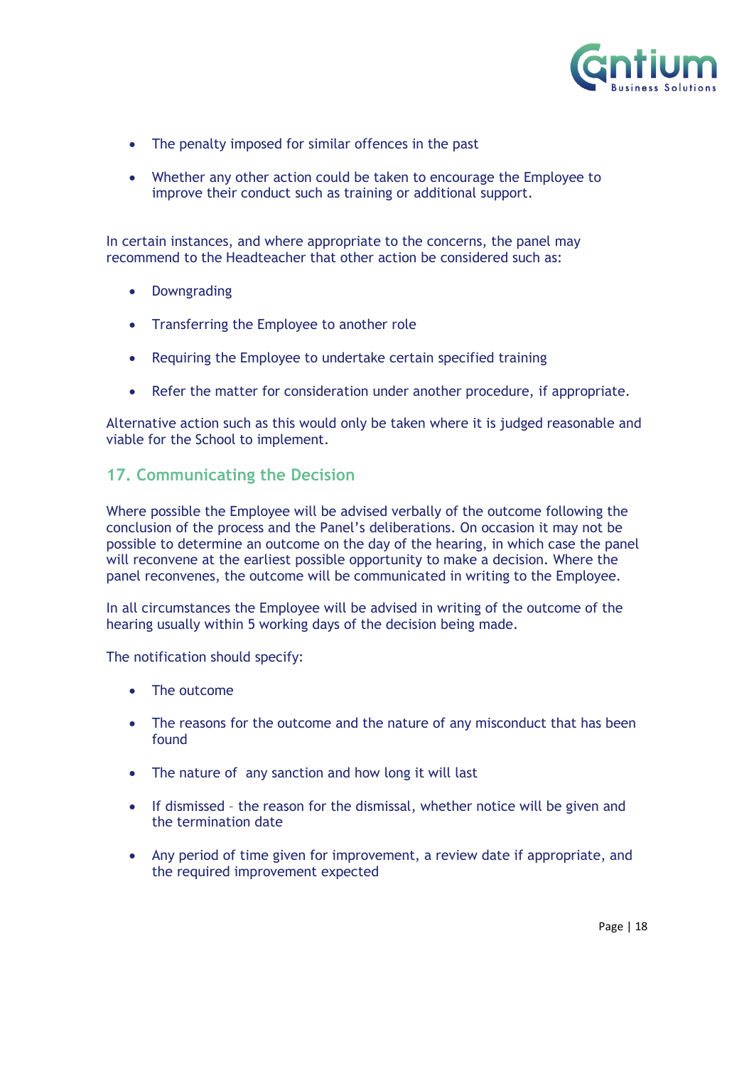- The penalty imposed for similar offences in the past
- Whether any other action could be taken to encourage the Employee to improve their conduct such as training or additional support.

In certain instances, and where appropriate to the concerns, the panel may recommend to the Headteacher that other action be considered such as:

- Downgrading
- Transferring the Employee to another role
- Requiring the Employee to undertake certain specified training
- Refer the matter for consideration under another procedure, if appropriate.

Alternative action such as this would only be taken where it is judged reasonable and viable for the School to implement.

## 17. Communicating the Decision

Where possible the Employee will be advised verbally of the outcome following the conclusion of the process and the Panel's deliberations. On occasion it may not be possible to determine an outcome on the day of the hearing, in which case the panel will reconvene at the earliest possible opportunity to make a decision. Where the panel reconvenes, the outcome will be communicated in writing to the Employee.

In all circumstances the Employee will be advised in writing of the outcome of the hearing usually within 5 working days of the decision being made.

The notification should specify:

- The outcome
- The reasons for the outcome and the nature of any misconduct that has been found
- The nature of any sanction and how long it will last
- If dismissed – the reason for the dismissal, whether notice will be given and the termination date
- Any period of time given for improvement, a review date if appropriate, and the required improvement expected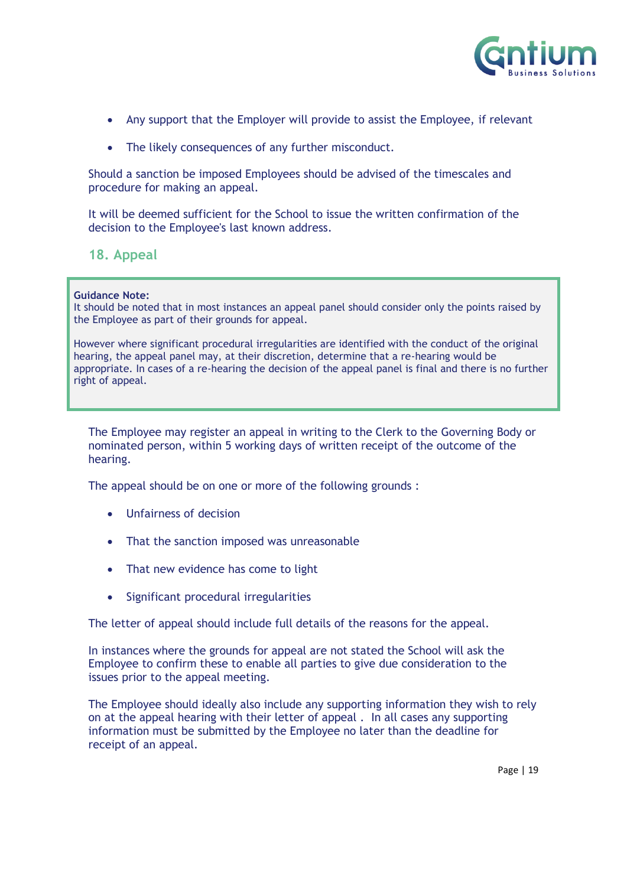- Any support that the Employer will provide to assist the Employee, if relevant
- The likely consequences of any further misconduct.

Should a sanction be imposed Employees should be advised of the timescales and procedure for making an appeal.

It will be deemed sufficient for the School to issue the written confirmation of the decision to the Employee's last known address.

## 18. Appeal

> **Guidance Note:**
> It should be noted that in most instances an appeal panel should consider only the points raised by the Employee as part of their grounds for appeal.
>
> However where significant procedural irregularities are identified with the conduct of the original hearing, the appeal panel may, at their discretion, determine that a re-hearing would be appropriate. In cases of a re-hearing the decision of the appeal panel is final and there is no further right of appeal.

The Employee may register an appeal in writing to the Clerk to the Governing Body or nominated person, within 5 working days of written receipt of the outcome of the hearing.

The appeal should be on one or more of the following grounds :

- Unfairness of decision
- That the sanction imposed was unreasonable
- That new evidence has come to light
- Significant procedural irregularities

The letter of appeal should include full details of the reasons for the appeal.

In instances where the grounds for appeal are not stated the School will ask the Employee to confirm these to enable all parties to give due consideration to the issues prior to the appeal meeting.

The Employee should ideally also include any supporting information they wish to rely on at the appeal hearing with their letter of appeal . In all cases any supporting information must be submitted by the Employee no later than the deadline for receipt of an appeal.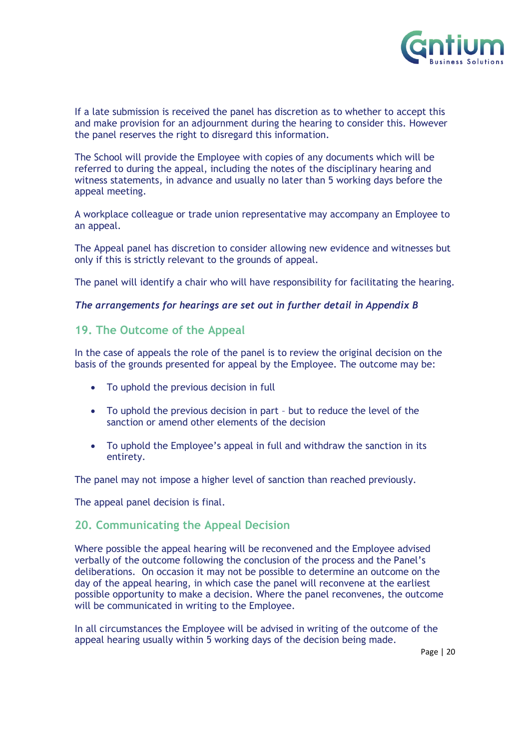If a late submission is received the panel has discretion as to whether to accept this and make provision for an adjournment during the hearing to consider this. However the panel reserves the right to disregard this information.

The School will provide the Employee with copies of any documents which will be referred to during the appeal, including the notes of the disciplinary hearing and witness statements, in advance and usually no later than 5 working days before the appeal meeting.

A workplace colleague or trade union representative may accompany an Employee to an appeal.

The Appeal panel has discretion to consider allowing new evidence and witnesses but only if this is strictly relevant to the grounds of appeal.

The panel will identify a chair who will have responsibility for facilitating the hearing.

***The arrangements for hearings are set out in further detail in Appendix B***

## 19. The Outcome of the Appeal

In the case of appeals the role of the panel is to review the original decision on the basis of the grounds presented for appeal by the Employee. The outcome may be:

- To uphold the previous decision in full
- To uphold the previous decision in part – but to reduce the level of the sanction or amend other elements of the decision
- To uphold the Employee's appeal in full and withdraw the sanction in its entirety.

The panel may not impose a higher level of sanction than reached previously.

The appeal panel decision is final.

## 20. Communicating the Appeal Decision

Where possible the appeal hearing will be reconvened and the Employee advised verbally of the outcome following the conclusion of the process and the Panel's deliberations. On occasion it may not be possible to determine an outcome on the day of the appeal hearing, in which case the panel will reconvene at the earliest possible opportunity to make a decision. Where the panel reconvenes, the outcome will be communicated in writing to the Employee.

In all circumstances the Employee will be advised in writing of the outcome of the appeal hearing usually within 5 working days of the decision being made.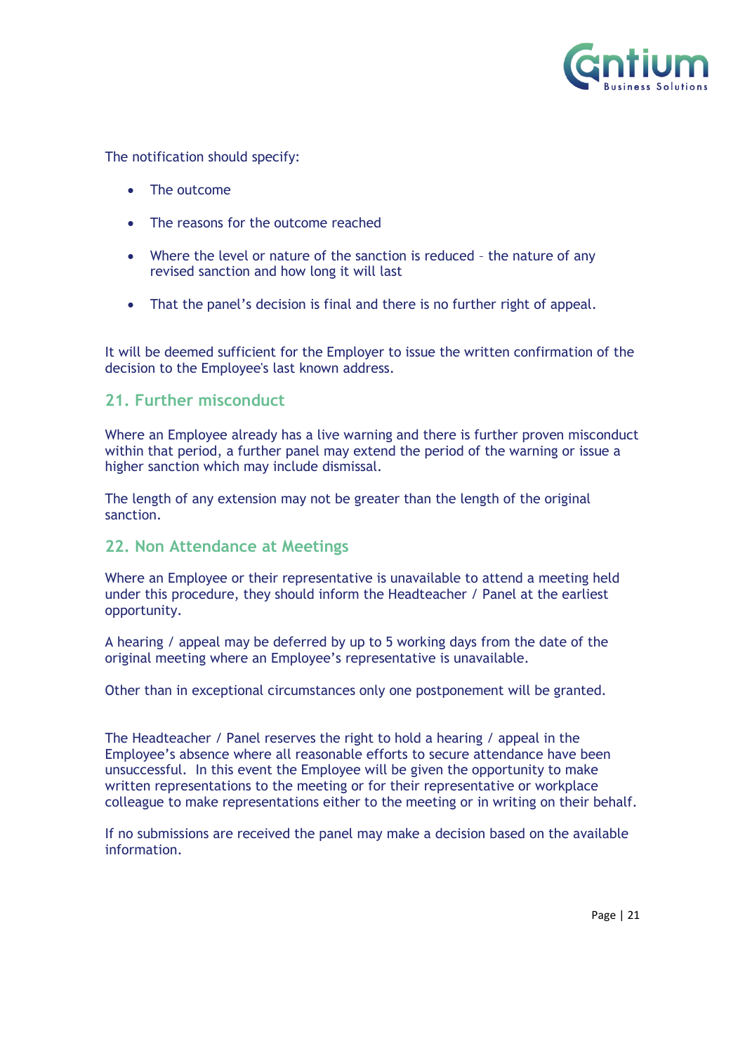The notification should specify:

- The outcome
- The reasons for the outcome reached
- Where the level or nature of the sanction is reduced – the nature of any revised sanction and how long it will last
- That the panel's decision is final and there is no further right of appeal.

It will be deemed sufficient for the Employer to issue the written confirmation of the decision to the Employee's last known address.

## 21. Further misconduct

Where an Employee already has a live warning and there is further proven misconduct within that period, a further panel may extend the period of the warning or issue a higher sanction which may include dismissal.

The length of any extension may not be greater than the length of the original sanction.

## 22. Non Attendance at Meetings

Where an Employee or their representative is unavailable to attend a meeting held under this procedure, they should inform the Headteacher / Panel at the earliest opportunity.

A hearing / appeal may be deferred by up to 5 working days from the date of the original meeting where an Employee's representative is unavailable.

Other than in exceptional circumstances only one postponement will be granted.

The Headteacher / Panel reserves the right to hold a hearing / appeal in the Employee's absence where all reasonable efforts to secure attendance have been unsuccessful. In this event the Employee will be given the opportunity to make written representations to the meeting or for their representative or workplace colleague to make representations either to the meeting or in writing on their behalf.

If no submissions are received the panel may make a decision based on the available information.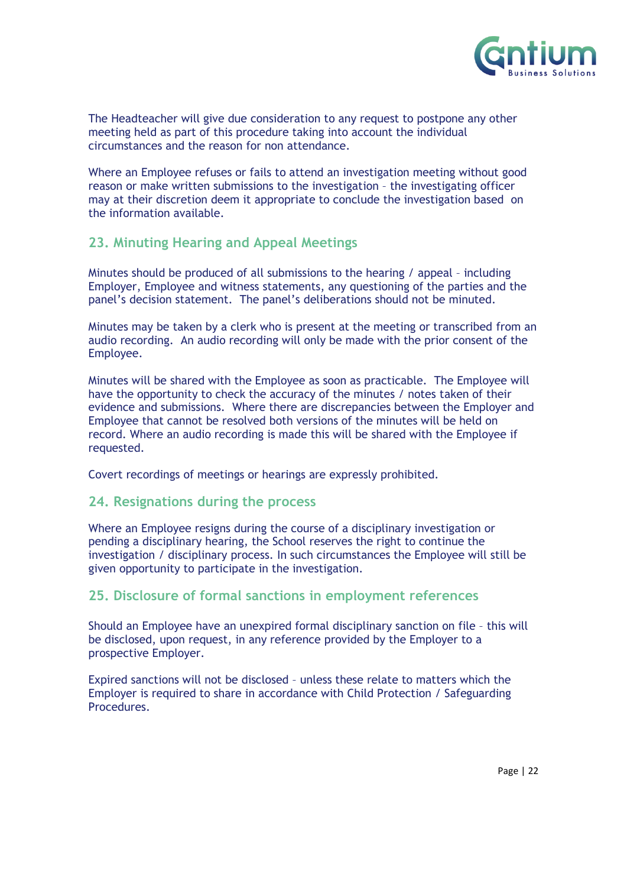The Headteacher will give due consideration to any request to postpone any other meeting held as part of this procedure taking into account the individual circumstances and the reason for non attendance.

Where an Employee refuses or fails to attend an investigation meeting without good reason or make written submissions to the investigation – the investigating officer may at their discretion deem it appropriate to conclude the investigation based on the information available.

## 23. Minuting Hearing and Appeal Meetings

Minutes should be produced of all submissions to the hearing / appeal – including Employer, Employee and witness statements, any questioning of the parties and the panel's decision statement. The panel's deliberations should not be minuted.

Minutes may be taken by a clerk who is present at the meeting or transcribed from an audio recording. An audio recording will only be made with the prior consent of the Employee.

Minutes will be shared with the Employee as soon as practicable. The Employee will have the opportunity to check the accuracy of the minutes / notes taken of their evidence and submissions. Where there are discrepancies between the Employer and Employee that cannot be resolved both versions of the minutes will be held on record. Where an audio recording is made this will be shared with the Employee if requested.

Covert recordings of meetings or hearings are expressly prohibited.

## 24. Resignations during the process

Where an Employee resigns during the course of a disciplinary investigation or pending a disciplinary hearing, the School reserves the right to continue the investigation / disciplinary process. In such circumstances the Employee will still be given opportunity to participate in the investigation.

## 25. Disclosure of formal sanctions in employment references

Should an Employee have an unexpired formal disciplinary sanction on file – this will be disclosed, upon request, in any reference provided by the Employer to a prospective Employer.

Expired sanctions will not be disclosed – unless these relate to matters which the Employer is required to share in accordance with Child Protection / Safeguarding Procedures.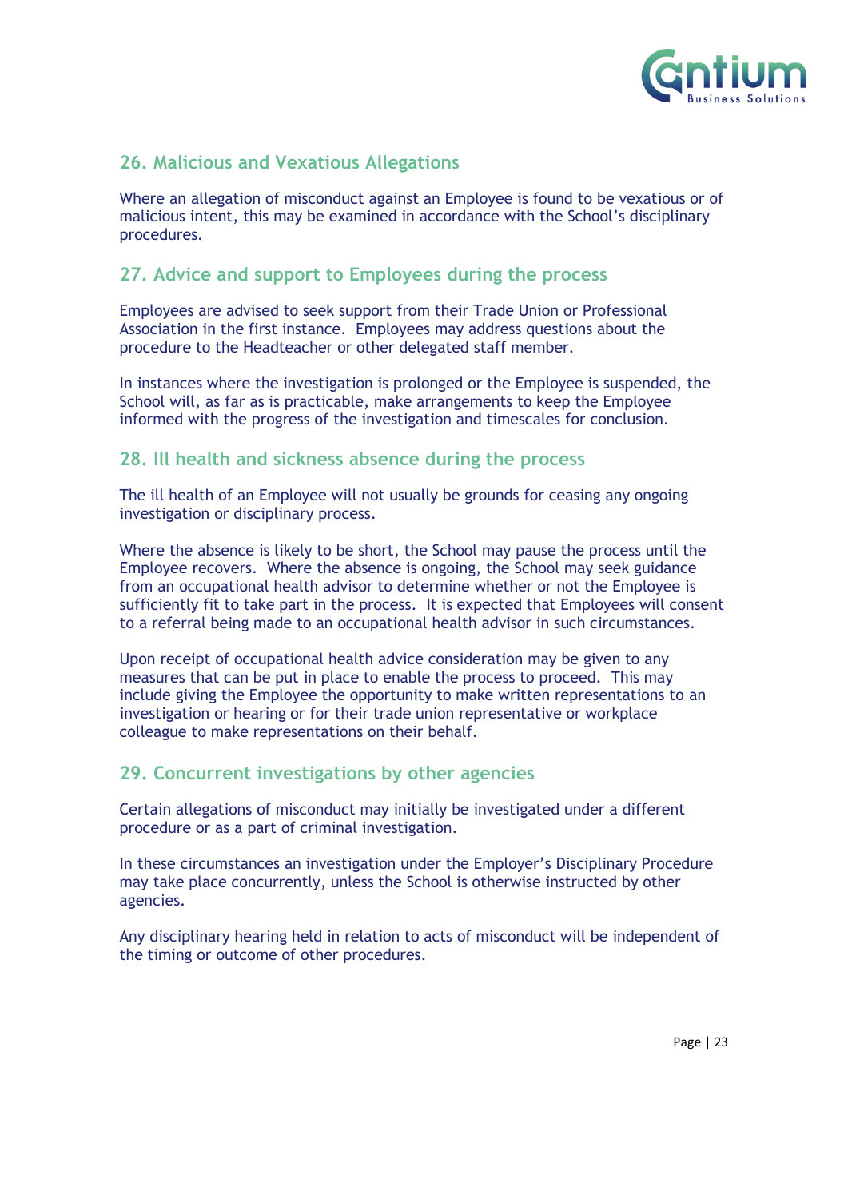## 26. Malicious and Vexatious Allegations

Where an allegation of misconduct against an Employee is found to be vexatious or of malicious intent, this may be examined in accordance with the School's disciplinary procedures.

## 27. Advice and support to Employees during the process

Employees are advised to seek support from their Trade Union or Professional Association in the first instance. Employees may address questions about the procedure to the Headteacher or other delegated staff member.

In instances where the investigation is prolonged or the Employee is suspended, the School will, as far as is practicable, make arrangements to keep the Employee informed with the progress of the investigation and timescales for conclusion.

## 28. Ill health and sickness absence during the process

The ill health of an Employee will not usually be grounds for ceasing any ongoing investigation or disciplinary process.

Where the absence is likely to be short, the School may pause the process until the Employee recovers. Where the absence is ongoing, the School may seek guidance from an occupational health advisor to determine whether or not the Employee is sufficiently fit to take part in the process. It is expected that Employees will consent to a referral being made to an occupational health advisor in such circumstances.

Upon receipt of occupational health advice consideration may be given to any measures that can be put in place to enable the process to proceed. This may include giving the Employee the opportunity to make written representations to an investigation or hearing or for their trade union representative or workplace colleague to make representations on their behalf.

## 29. Concurrent investigations by other agencies

Certain allegations of misconduct may initially be investigated under a different procedure or as a part of criminal investigation.

In these circumstances an investigation under the Employer's Disciplinary Procedure may take place concurrently, unless the School is otherwise instructed by other agencies.

Any disciplinary hearing held in relation to acts of misconduct will be independent of the timing or outcome of other procedures.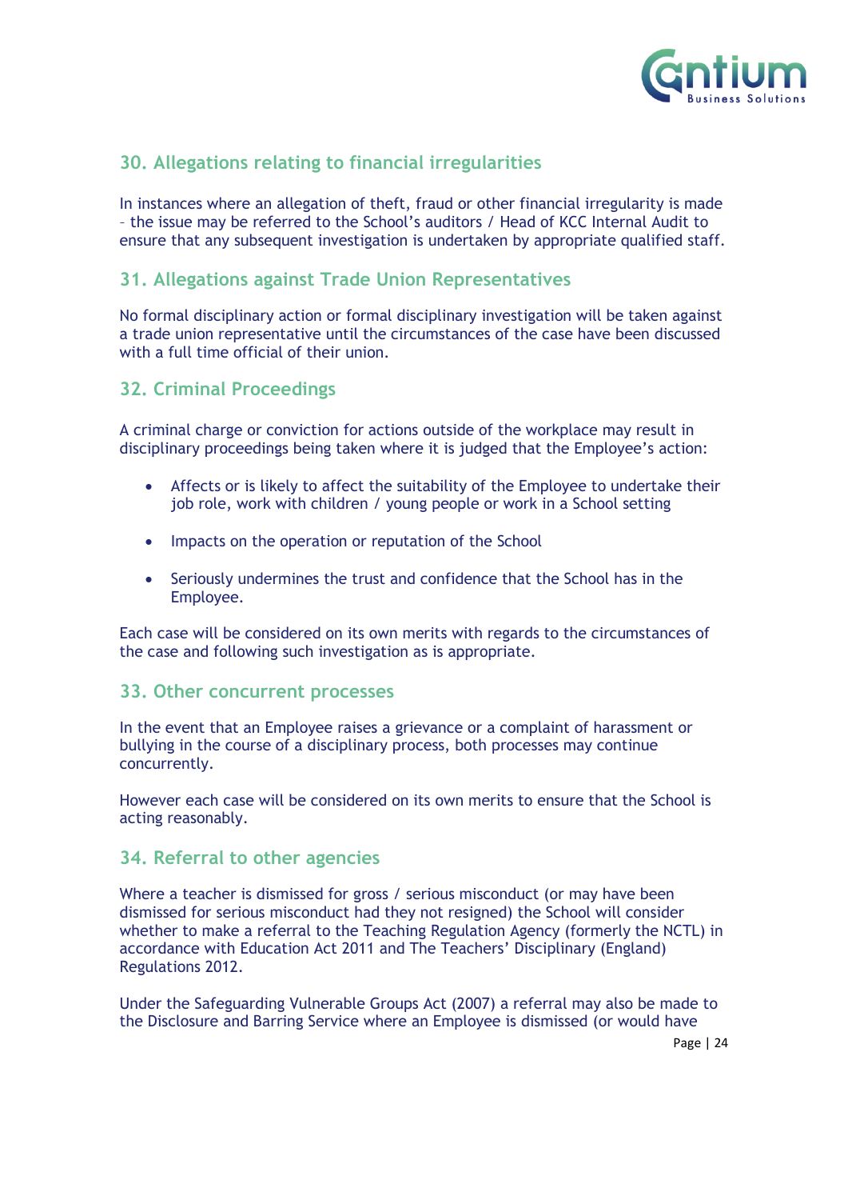## 30. Allegations relating to financial irregularities

In instances where an allegation of theft, fraud or other financial irregularity is made – the issue may be referred to the School's auditors / Head of KCC Internal Audit to ensure that any subsequent investigation is undertaken by appropriate qualified staff.

## 31. Allegations against Trade Union Representatives

No formal disciplinary action or formal disciplinary investigation will be taken against a trade union representative until the circumstances of the case have been discussed with a full time official of their union.

## 32. Criminal Proceedings

A criminal charge or conviction for actions outside of the workplace may result in disciplinary proceedings being taken where it is judged that the Employee's action:

- Affects or is likely to affect the suitability of the Employee to undertake their job role, work with children / young people or work in a School setting
- Impacts on the operation or reputation of the School
- Seriously undermines the trust and confidence that the School has in the Employee.

Each case will be considered on its own merits with regards to the circumstances of the case and following such investigation as is appropriate.

## 33. Other concurrent processes

In the event that an Employee raises a grievance or a complaint of harassment or bullying in the course of a disciplinary process, both processes may continue concurrently.

However each case will be considered on its own merits to ensure that the School is acting reasonably.

## 34. Referral to other agencies

Where a teacher is dismissed for gross / serious misconduct (or may have been dismissed for serious misconduct had they not resigned) the School will consider whether to make a referral to the Teaching Regulation Agency (formerly the NCTL) in accordance with Education Act 2011 and The Teachers' Disciplinary (England) Regulations 2012.

Under the Safeguarding Vulnerable Groups Act (2007) a referral may also be made to the Disclosure and Barring Service where an Employee is dismissed (or would have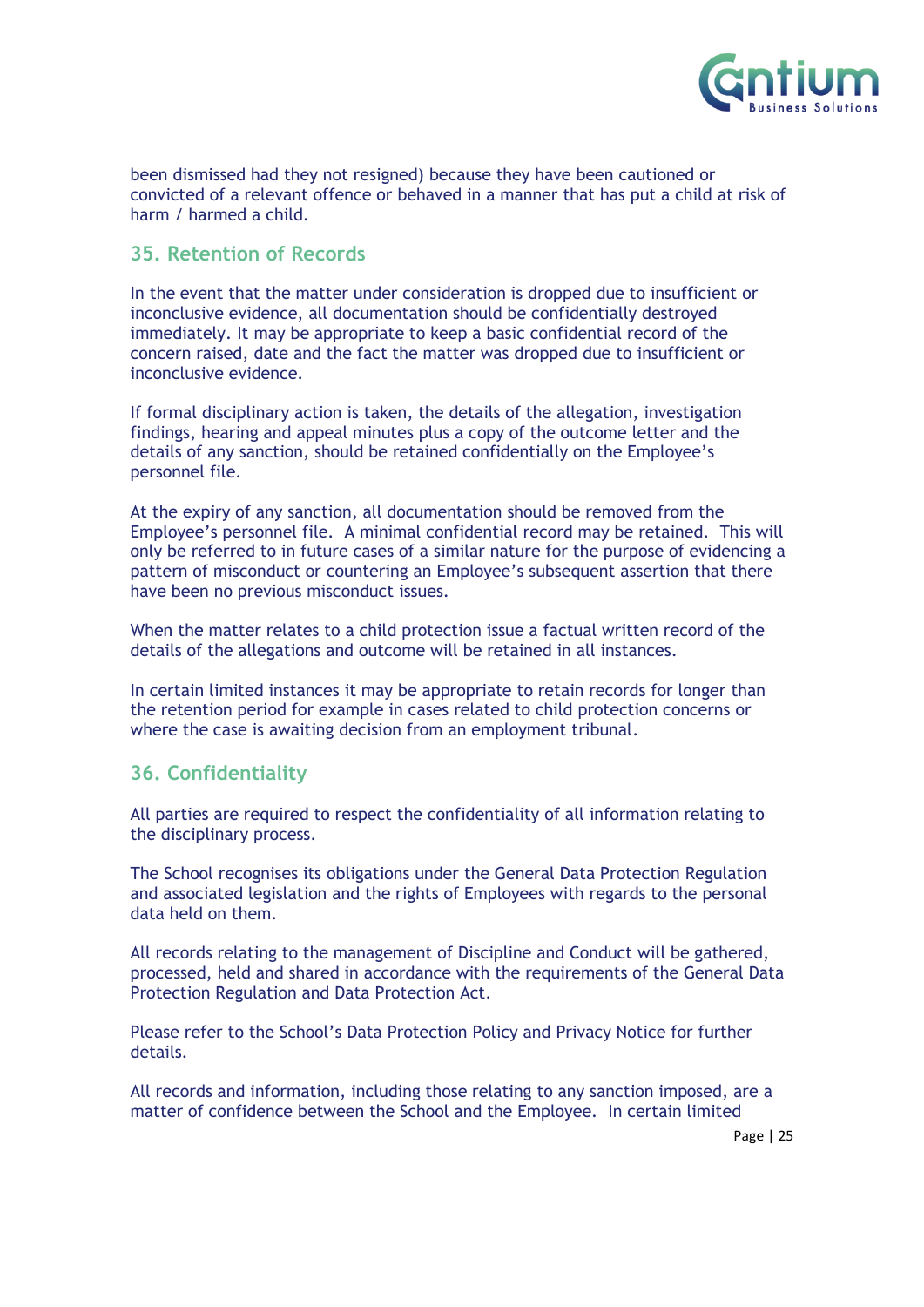been dismissed had they not resigned) because they have been cautioned or convicted of a relevant offence or behaved in a manner that has put a child at risk of harm / harmed a child.

## 35. Retention of Records

In the event that the matter under consideration is dropped due to insufficient or inconclusive evidence, all documentation should be confidentially destroyed immediately. It may be appropriate to keep a basic confidential record of the concern raised, date and the fact the matter was dropped due to insufficient or inconclusive evidence.

If formal disciplinary action is taken, the details of the allegation, investigation findings, hearing and appeal minutes plus a copy of the outcome letter and the details of any sanction, should be retained confidentially on the Employee's personnel file.

At the expiry of any sanction, all documentation should be removed from the Employee's personnel file. A minimal confidential record may be retained. This will only be referred to in future cases of a similar nature for the purpose of evidencing a pattern of misconduct or countering an Employee's subsequent assertion that there have been no previous misconduct issues.

When the matter relates to a child protection issue a factual written record of the details of the allegations and outcome will be retained in all instances.

In certain limited instances it may be appropriate to retain records for longer than the retention period for example in cases related to child protection concerns or where the case is awaiting decision from an employment tribunal.

## 36. Confidentiality

All parties are required to respect the confidentiality of all information relating to the disciplinary process.

The School recognises its obligations under the General Data Protection Regulation and associated legislation and the rights of Employees with regards to the personal data held on them.

All records relating to the management of Discipline and Conduct will be gathered, processed, held and shared in accordance with the requirements of the General Data Protection Regulation and Data Protection Act.

Please refer to the School's Data Protection Policy and Privacy Notice for further details.

All records and information, including those relating to any sanction imposed, are a matter of confidence between the School and the Employee. In certain limited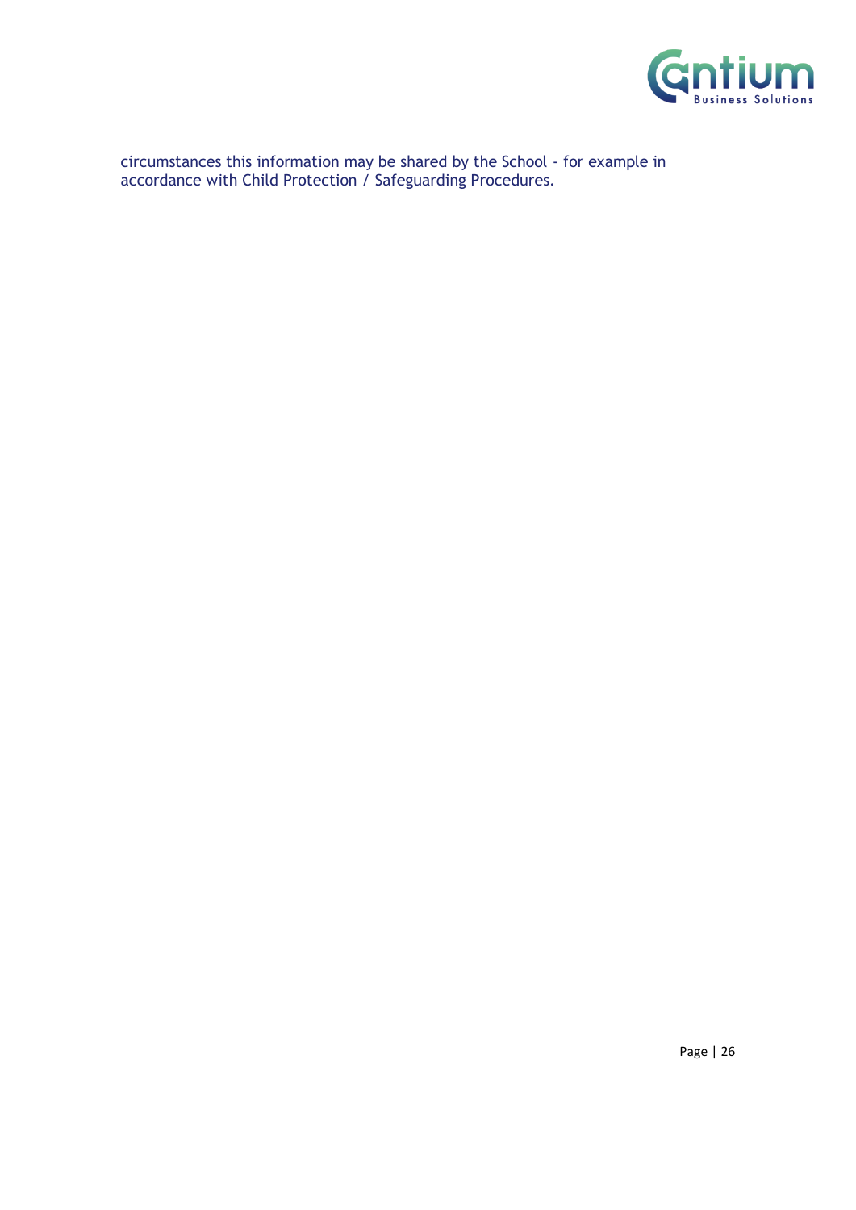circumstances this information may be shared by the School - for example in accordance with Child Protection / Safeguarding Procedures.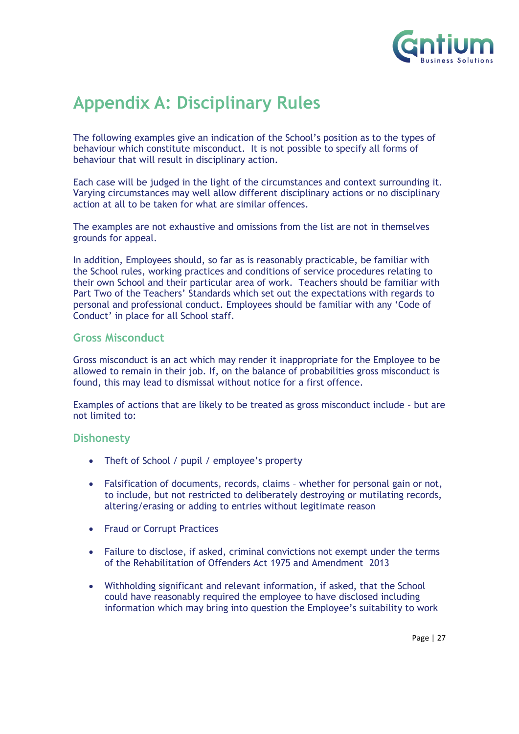# Appendix A: Disciplinary Rules

The following examples give an indication of the School's position as to the types of behaviour which constitute misconduct. It is not possible to specify all forms of behaviour that will result in disciplinary action.

Each case will be judged in the light of the circumstances and context surrounding it. Varying circumstances may well allow different disciplinary actions or no disciplinary action at all to be taken for what are similar offences.

The examples are not exhaustive and omissions from the list are not in themselves grounds for appeal.

In addition, Employees should, so far as is reasonably practicable, be familiar with the School rules, working practices and conditions of service procedures relating to their own School and their particular area of work. Teachers should be familiar with Part Two of the Teachers' Standards which set out the expectations with regards to personal and professional conduct. Employees should be familiar with any 'Code of Conduct' in place for all School staff.

## Gross Misconduct

Gross misconduct is an act which may render it inappropriate for the Employee to be allowed to remain in their job. If, on the balance of probabilities gross misconduct is found, this may lead to dismissal without notice for a first offence.

Examples of actions that are likely to be treated as gross misconduct include – but are not limited to:

## Dishonesty

- Theft of School / pupil / employee's property
- Falsification of documents, records, claims – whether for personal gain or not, to include, but not restricted to deliberately destroying or mutilating records, altering/erasing or adding to entries without legitimate reason
- Fraud or Corrupt Practices
- Failure to disclose, if asked, criminal convictions not exempt under the terms of the Rehabilitation of Offenders Act 1975 and Amendment 2013
- Withholding significant and relevant information, if asked, that the School could have reasonably required the employee to have disclosed including information which may bring into question the Employee's suitability to work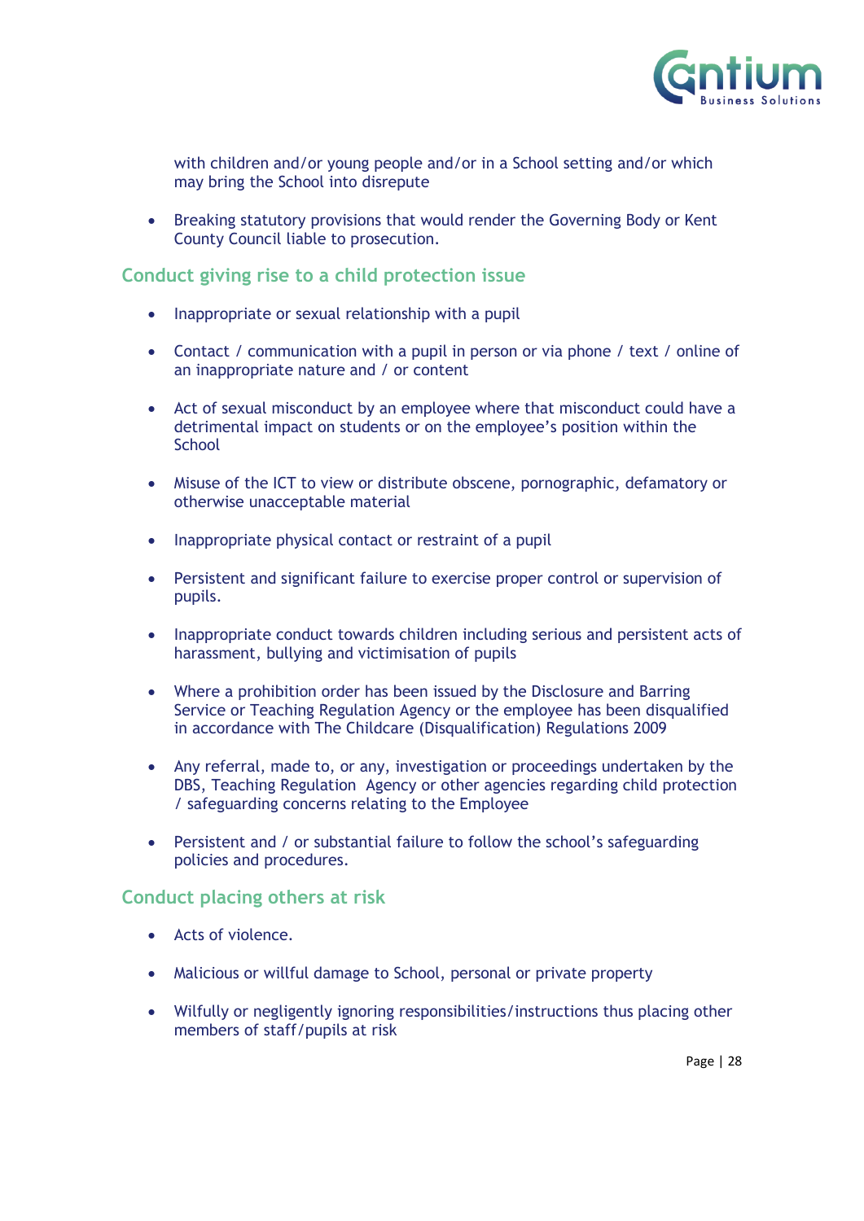with children and/or young people and/or in a School setting and/or which may bring the School into disrepute

- Breaking statutory provisions that would render the Governing Body or Kent County Council liable to prosecution.

## Conduct giving rise to a child protection issue

- Inappropriate or sexual relationship with a pupil
- Contact / communication with a pupil in person or via phone / text / online of an inappropriate nature and / or content
- Act of sexual misconduct by an employee where that misconduct could have a detrimental impact on students or on the employee's position within the School
- Misuse of the ICT to view or distribute obscene, pornographic, defamatory or otherwise unacceptable material
- Inappropriate physical contact or restraint of a pupil
- Persistent and significant failure to exercise proper control or supervision of pupils.
- Inappropriate conduct towards children including serious and persistent acts of harassment, bullying and victimisation of pupils
- Where a prohibition order has been issued by the Disclosure and Barring Service or Teaching Regulation Agency or the employee has been disqualified in accordance with The Childcare (Disqualification) Regulations 2009
- Any referral, made to, or any, investigation or proceedings undertaken by the DBS, Teaching Regulation Agency or other agencies regarding child protection / safeguarding concerns relating to the Employee
- Persistent and / or substantial failure to follow the school's safeguarding policies and procedures.

## Conduct placing others at risk

- Acts of violence.
- Malicious or willful damage to School, personal or private property
- Wilfully or negligently ignoring responsibilities/instructions thus placing other members of staff/pupils at risk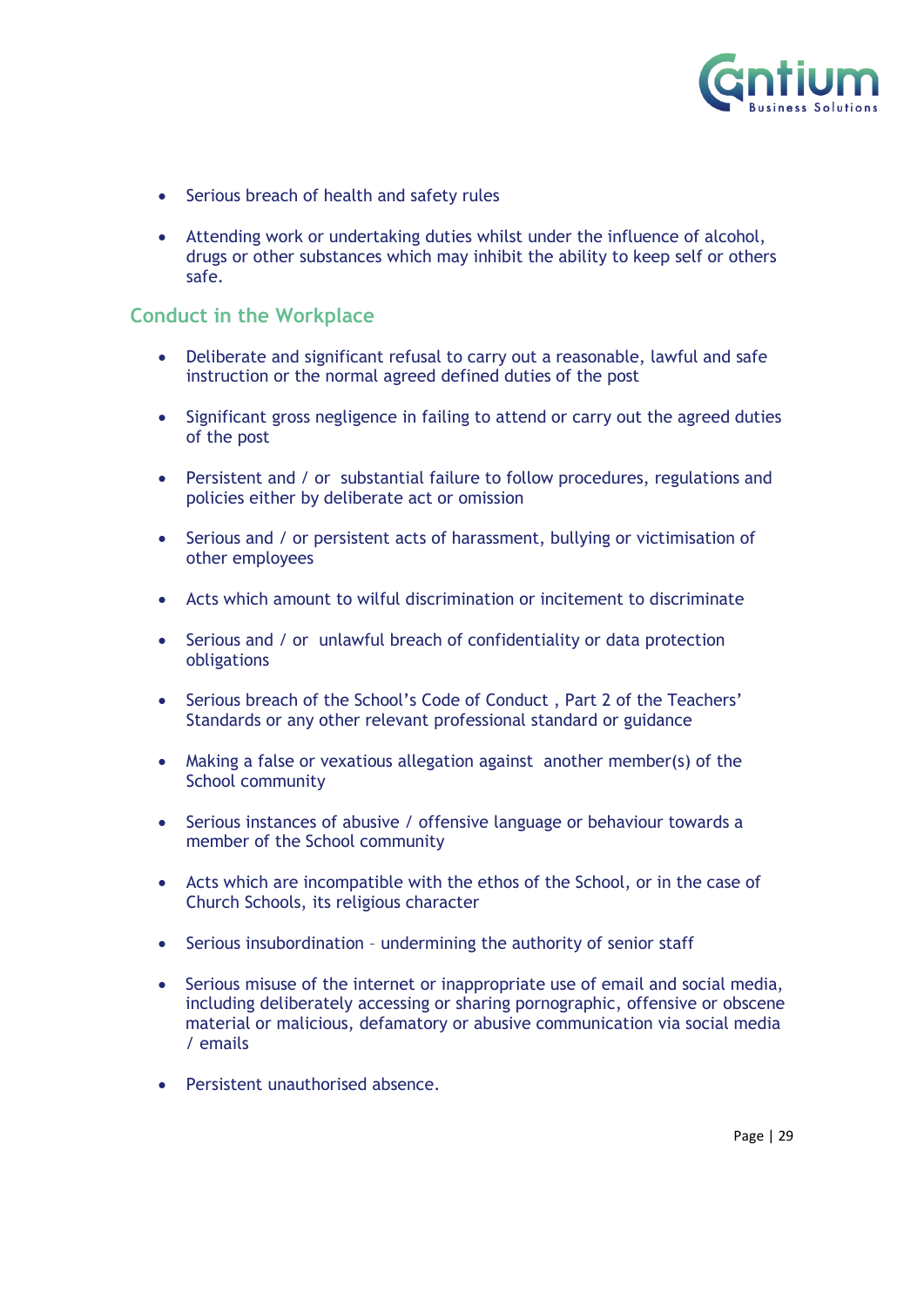- Serious breach of health and safety rules
- Attending work or undertaking duties whilst under the influence of alcohol, drugs or other substances which may inhibit the ability to keep self or others safe.

## Conduct in the Workplace

- Deliberate and significant refusal to carry out a reasonable, lawful and safe instruction or the normal agreed defined duties of the post
- Significant gross negligence in failing to attend or carry out the agreed duties of the post
- Persistent and / or substantial failure to follow procedures, regulations and policies either by deliberate act or omission
- Serious and / or persistent acts of harassment, bullying or victimisation of other employees
- Acts which amount to wilful discrimination or incitement to discriminate
- Serious and / or unlawful breach of confidentiality or data protection obligations
- Serious breach of the School's Code of Conduct , Part 2 of the Teachers' Standards or any other relevant professional standard or guidance
- Making a false or vexatious allegation against another member(s) of the School community
- Serious instances of abusive / offensive language or behaviour towards a member of the School community
- Acts which are incompatible with the ethos of the School, or in the case of Church Schools, its religious character
- Serious insubordination – undermining the authority of senior staff
- Serious misuse of the internet or inappropriate use of email and social media, including deliberately accessing or sharing pornographic, offensive or obscene material or malicious, defamatory or abusive communication via social media / emails
- Persistent unauthorised absence.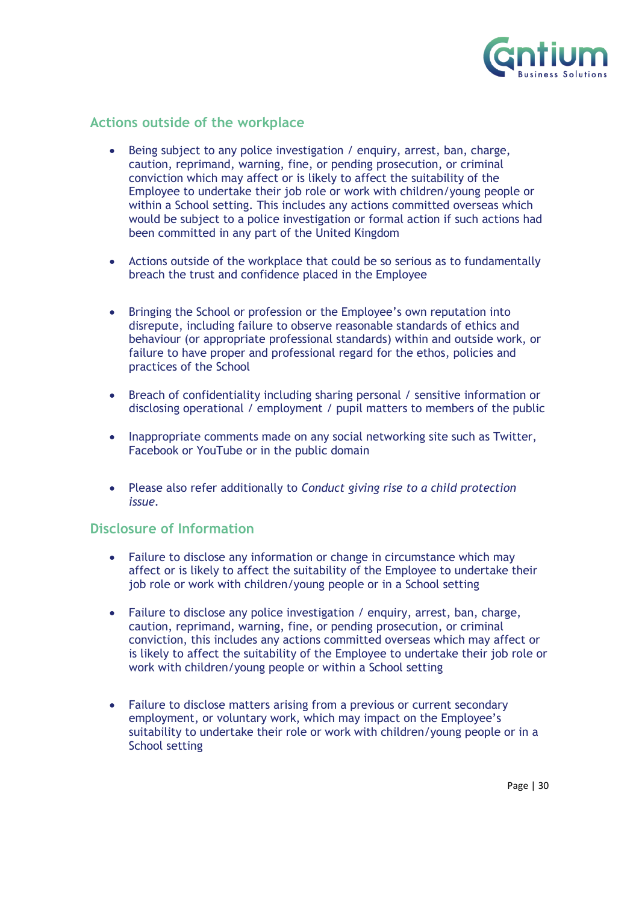## Actions outside of the workplace

- Being subject to any police investigation / enquiry, arrest, ban, charge, caution, reprimand, warning, fine, or pending prosecution, or criminal conviction which may affect or is likely to affect the suitability of the Employee to undertake their job role or work with children/young people or within a School setting. This includes any actions committed overseas which would be subject to a police investigation or formal action if such actions had been committed in any part of the United Kingdom

- Actions outside of the workplace that could be so serious as to fundamentally breach the trust and confidence placed in the Employee

- Bringing the School or profession or the Employee's own reputation into disrepute, including failure to observe reasonable standards of ethics and behaviour (or appropriate professional standards) within and outside work, or failure to have proper and professional regard for the ethos, policies and practices of the School

- Breach of confidentiality including sharing personal / sensitive information or disclosing operational / employment / pupil matters to members of the public

- Inappropriate comments made on any social networking site such as Twitter, Facebook or YouTube or in the public domain

- Please also refer additionally to *Conduct giving rise to a child protection issue*.

## Disclosure of Information

- Failure to disclose any information or change in circumstance which may affect or is likely to affect the suitability of the Employee to undertake their job role or work with children/young people or in a School setting

- Failure to disclose any police investigation / enquiry, arrest, ban, charge, caution, reprimand, warning, fine, or pending prosecution, or criminal conviction, this includes any actions committed overseas which may affect or is likely to affect the suitability of the Employee to undertake their job role or work with children/young people or within a School setting

- Failure to disclose matters arising from a previous or current secondary employment, or voluntary work, which may impact on the Employee's suitability to undertake their role or work with children/young people or in a School setting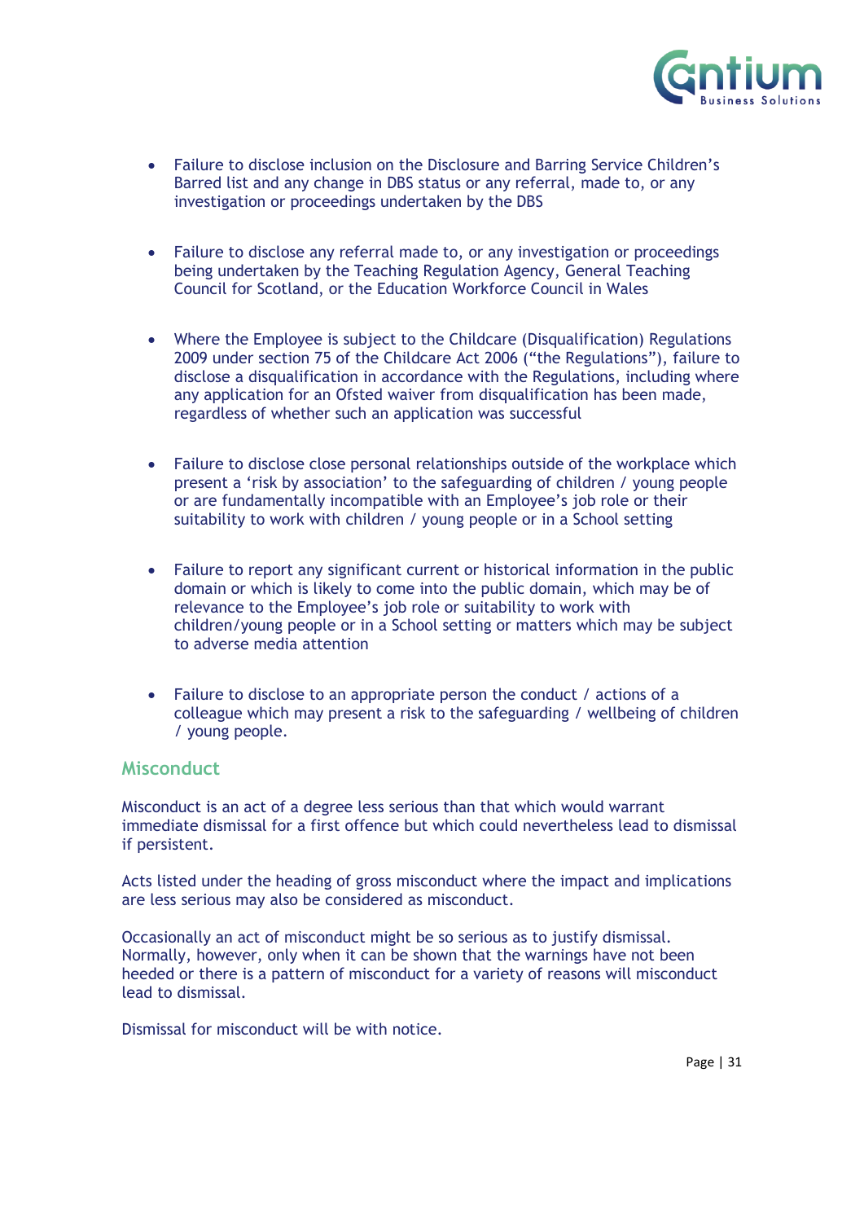- Failure to disclose inclusion on the Disclosure and Barring Service Children's Barred list and any change in DBS status or any referral, made to, or any investigation or proceedings undertaken by the DBS

- Failure to disclose any referral made to, or any investigation or proceedings being undertaken by the Teaching Regulation Agency, General Teaching Council for Scotland, or the Education Workforce Council in Wales

- Where the Employee is subject to the Childcare (Disqualification) Regulations 2009 under section 75 of the Childcare Act 2006 ("the Regulations"), failure to disclose a disqualification in accordance with the Regulations, including where any application for an Ofsted waiver from disqualification has been made, regardless of whether such an application was successful

- Failure to disclose close personal relationships outside of the workplace which present a 'risk by association' to the safeguarding of children / young people or are fundamentally incompatible with an Employee's job role or their suitability to work with children / young people or in a School setting

- Failure to report any significant current or historical information in the public domain or which is likely to come into the public domain, which may be of relevance to the Employee's job role or suitability to work with children/young people or in a School setting or matters which may be subject to adverse media attention

- Failure to disclose to an appropriate person the conduct / actions of a colleague which may present a risk to the safeguarding / wellbeing of children / young people.

## Misconduct

Misconduct is an act of a degree less serious than that which would warrant immediate dismissal for a first offence but which could nevertheless lead to dismissal if persistent.

Acts listed under the heading of gross misconduct where the impact and implications are less serious may also be considered as misconduct.

Occasionally an act of misconduct might be so serious as to justify dismissal. Normally, however, only when it can be shown that the warnings have not been heeded or there is a pattern of misconduct for a variety of reasons will misconduct lead to dismissal.

Dismissal for misconduct will be with notice.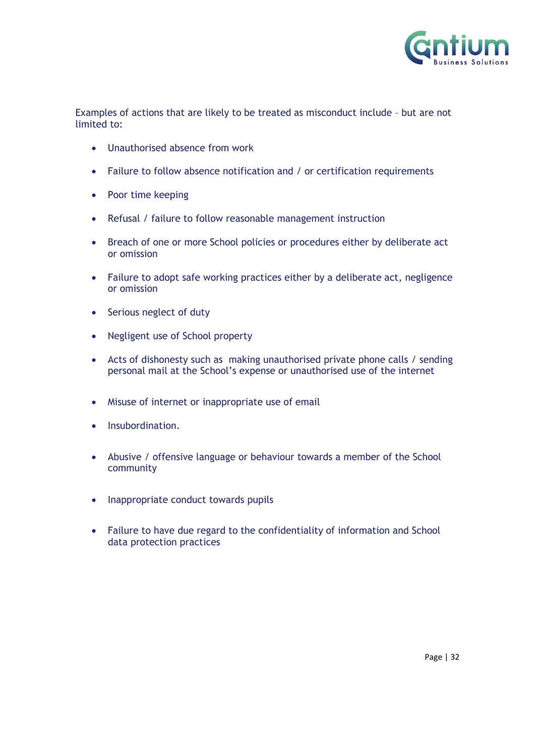Examples of actions that are likely to be treated as misconduct include – but are not limited to:

- Unauthorised absence from work
- Failure to follow absence notification and / or certification requirements
- Poor time keeping
- Refusal / failure to follow reasonable management instruction
- Breach of one or more School policies or procedures either by deliberate act or omission
- Failure to adopt safe working practices either by a deliberate act, negligence or omission
- Serious neglect of duty
- Negligent use of School property
- Acts of dishonesty such as making unauthorised private phone calls / sending personal mail at the School's expense or unauthorised use of the internet
- Misuse of internet or inappropriate use of email
- Insubordination.
- Abusive / offensive language or behaviour towards a member of the School community
- Inappropriate conduct towards pupils
- Failure to have due regard to the confidentiality of information and School data protection practices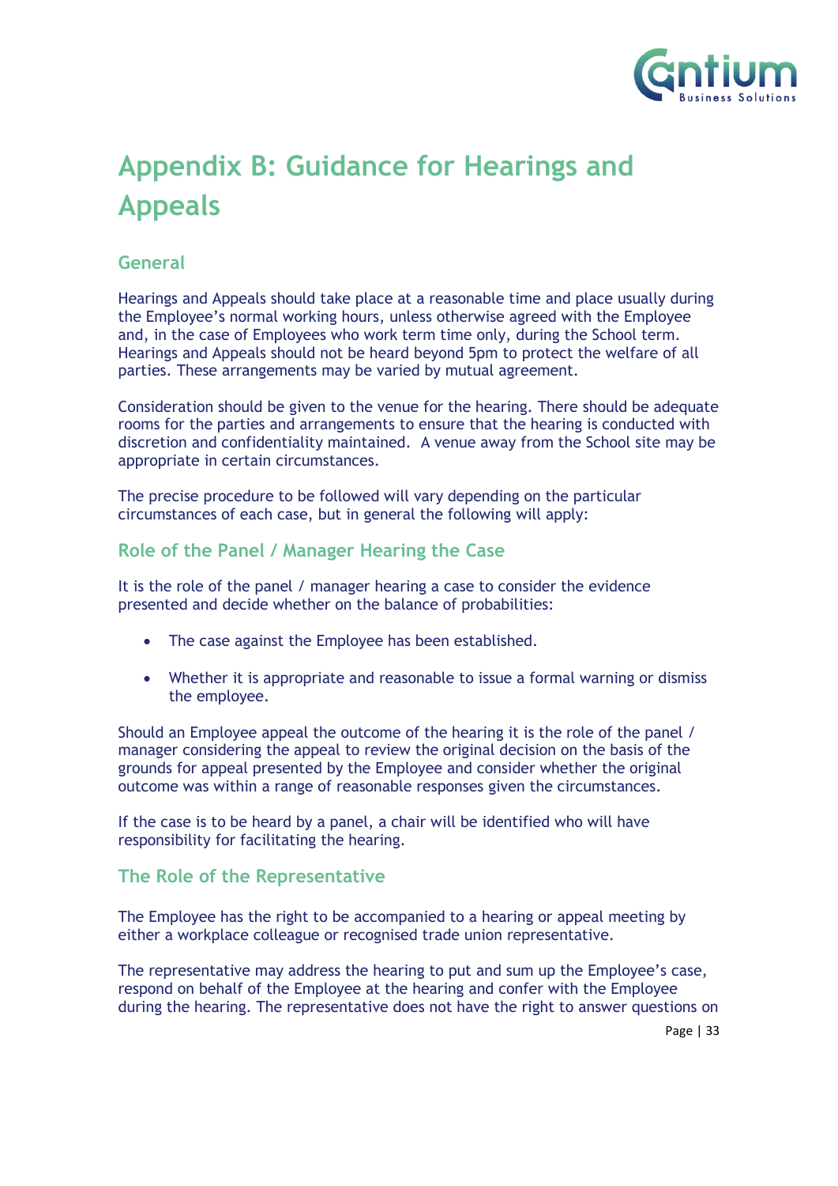# Appendix B: Guidance for Hearings and Appeals

## General

Hearings and Appeals should take place at a reasonable time and place usually during the Employee's normal working hours, unless otherwise agreed with the Employee and, in the case of Employees who work term time only, during the School term. Hearings and Appeals should not be heard beyond 5pm to protect the welfare of all parties. These arrangements may be varied by mutual agreement.

Consideration should be given to the venue for the hearing. There should be adequate rooms for the parties and arrangements to ensure that the hearing is conducted with discretion and confidentiality maintained. A venue away from the School site may be appropriate in certain circumstances.

The precise procedure to be followed will vary depending on the particular circumstances of each case, but in general the following will apply:

## Role of the Panel / Manager Hearing the Case

It is the role of the panel / manager hearing a case to consider the evidence presented and decide whether on the balance of probabilities:

- The case against the Employee has been established.
- Whether it is appropriate and reasonable to issue a formal warning or dismiss the employee.

Should an Employee appeal the outcome of the hearing it is the role of the panel / manager considering the appeal to review the original decision on the basis of the grounds for appeal presented by the Employee and consider whether the original outcome was within a range of reasonable responses given the circumstances.

If the case is to be heard by a panel, a chair will be identified who will have responsibility for facilitating the hearing.

## The Role of the Representative

The Employee has the right to be accompanied to a hearing or appeal meeting by either a workplace colleague or recognised trade union representative.

The representative may address the hearing to put and sum up the Employee's case, respond on behalf of the Employee at the hearing and confer with the Employee during the hearing. The representative does not have the right to answer questions on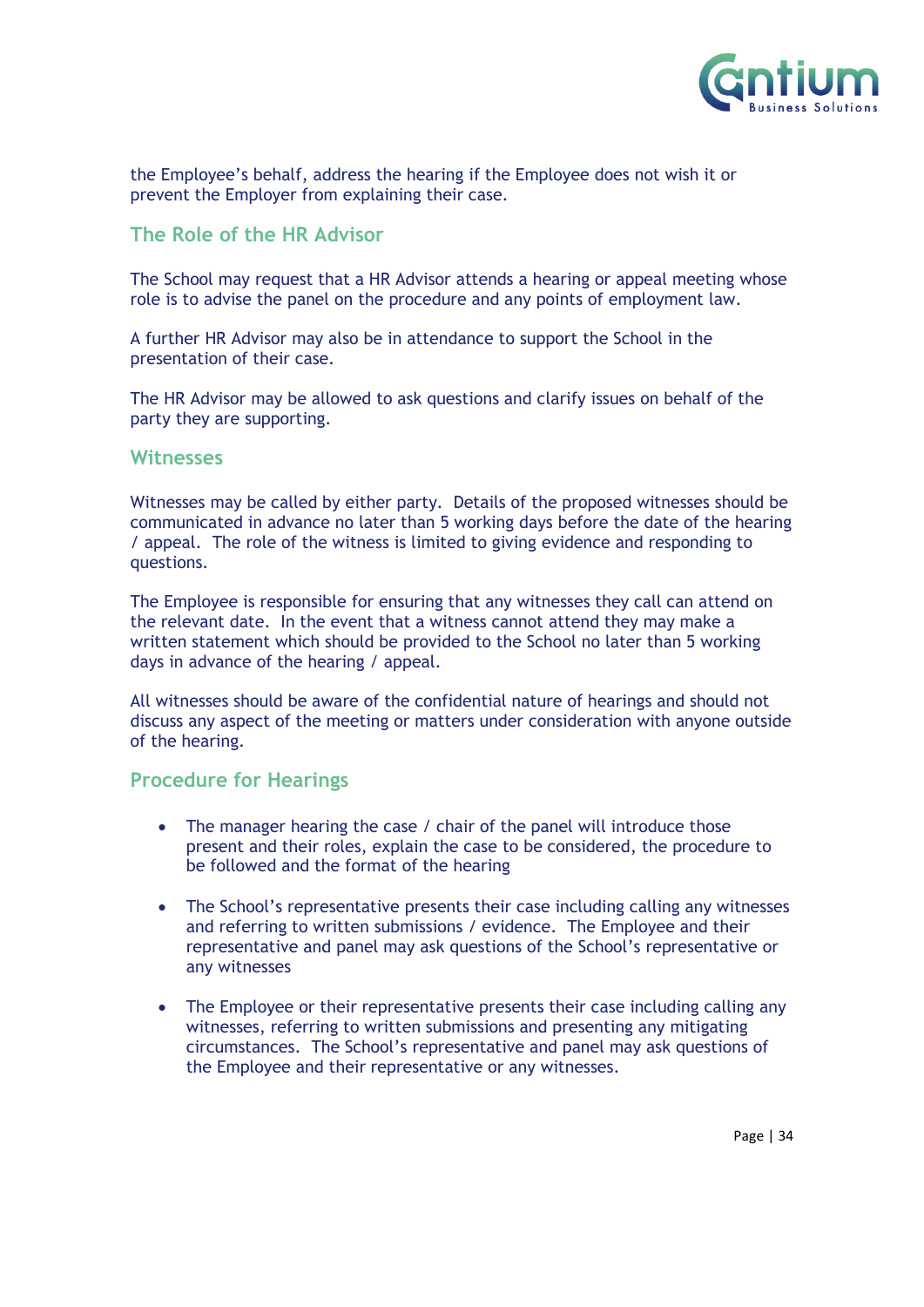the Employee's behalf, address the hearing if the Employee does not wish it or prevent the Employer from explaining their case.

## The Role of the HR Advisor

The School may request that a HR Advisor attends a hearing or appeal meeting whose role is to advise the panel on the procedure and any points of employment law.

A further HR Advisor may also be in attendance to support the School in the presentation of their case.

The HR Advisor may be allowed to ask questions and clarify issues on behalf of the party they are supporting.

## Witnesses

Witnesses may be called by either party. Details of the proposed witnesses should be communicated in advance no later than 5 working days before the date of the hearing / appeal. The role of the witness is limited to giving evidence and responding to questions.

The Employee is responsible for ensuring that any witnesses they call can attend on the relevant date. In the event that a witness cannot attend they may make a written statement which should be provided to the School no later than 5 working days in advance of the hearing / appeal.

All witnesses should be aware of the confidential nature of hearings and should not discuss any aspect of the meeting or matters under consideration with anyone outside of the hearing.

## Procedure for Hearings

- The manager hearing the case / chair of the panel will introduce those present and their roles, explain the case to be considered, the procedure to be followed and the format of the hearing

- The School's representative presents their case including calling any witnesses and referring to written submissions / evidence. The Employee and their representative and panel may ask questions of the School's representative or any witnesses

- The Employee or their representative presents their case including calling any witnesses, referring to written submissions and presenting any mitigating circumstances. The School's representative and panel may ask questions of the Employee and their representative or any witnesses.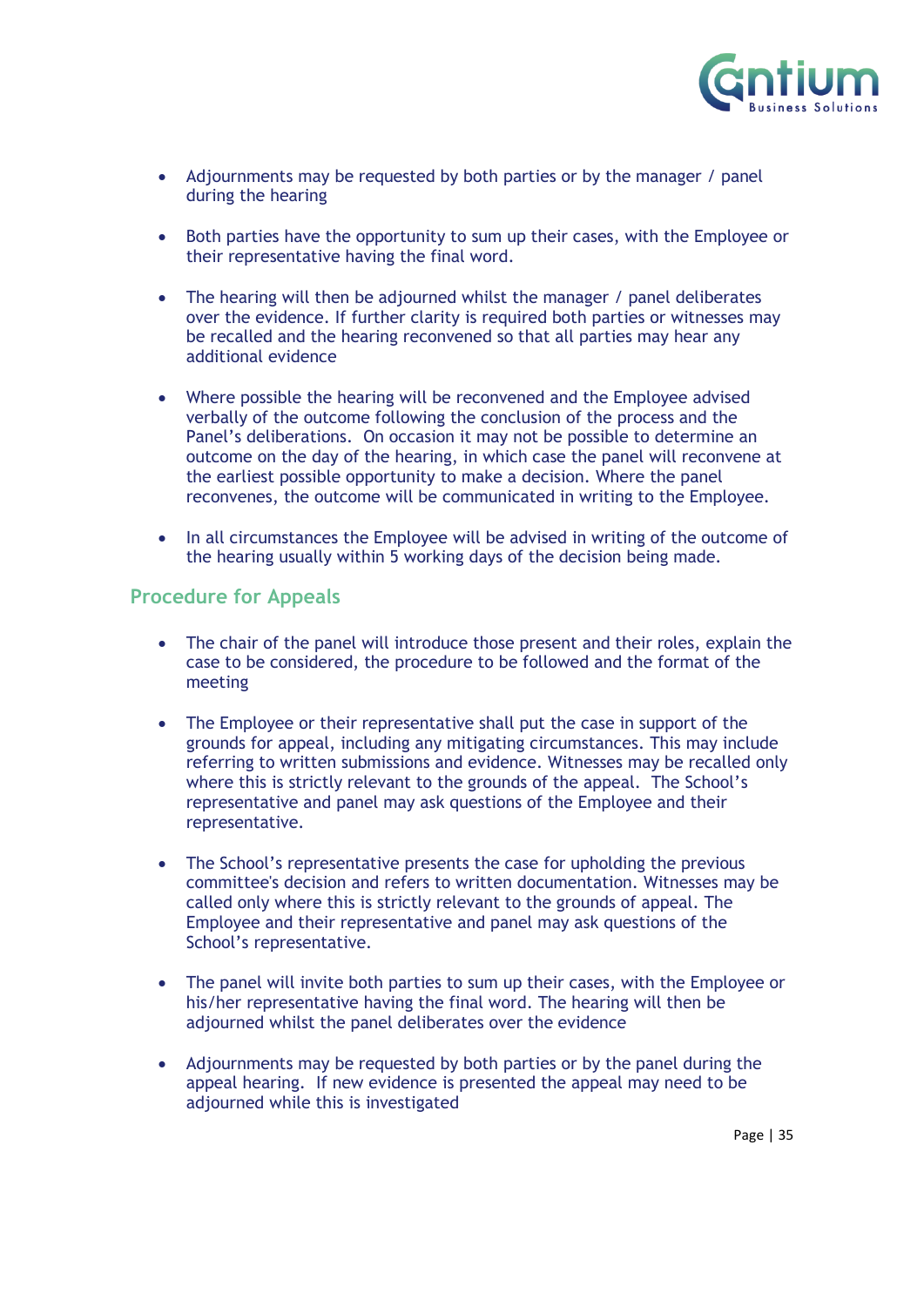- Adjournments may be requested by both parties or by the manager / panel during the hearing

- Both parties have the opportunity to sum up their cases, with the Employee or their representative having the final word.

- The hearing will then be adjourned whilst the manager / panel deliberates over the evidence. If further clarity is required both parties or witnesses may be recalled and the hearing reconvened so that all parties may hear any additional evidence

- Where possible the hearing will be reconvened and the Employee advised verbally of the outcome following the conclusion of the process and the Panel's deliberations. On occasion it may not be possible to determine an outcome on the day of the hearing, in which case the panel will reconvene at the earliest possible opportunity to make a decision. Where the panel reconvenes, the outcome will be communicated in writing to the Employee.

- In all circumstances the Employee will be advised in writing of the outcome of the hearing usually within 5 working days of the decision being made.

## Procedure for Appeals

- The chair of the panel will introduce those present and their roles, explain the case to be considered, the procedure to be followed and the format of the meeting

- The Employee or their representative shall put the case in support of the grounds for appeal, including any mitigating circumstances. This may include referring to written submissions and evidence. Witnesses may be recalled only where this is strictly relevant to the grounds of the appeal. The School's representative and panel may ask questions of the Employee and their representative.

- The School's representative presents the case for upholding the previous committee's decision and refers to written documentation. Witnesses may be called only where this is strictly relevant to the grounds of appeal. The Employee and their representative and panel may ask questions of the School's representative.

- The panel will invite both parties to sum up their cases, with the Employee or his/her representative having the final word. The hearing will then be adjourned whilst the panel deliberates over the evidence

- Adjournments may be requested by both parties or by the panel during the appeal hearing. If new evidence is presented the appeal may need to be adjourned while this is investigated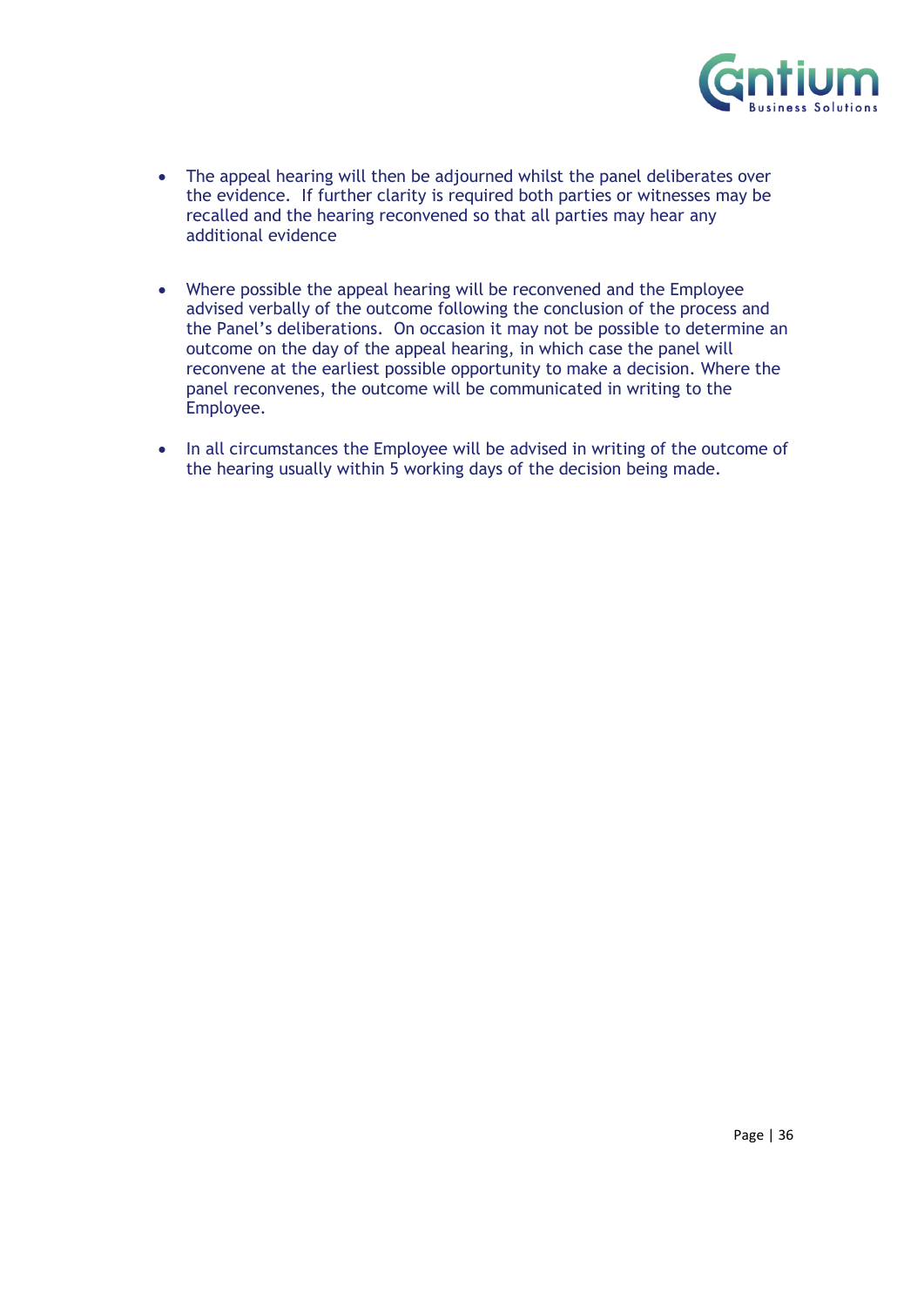- The appeal hearing will then be adjourned whilst the panel deliberates over the evidence. If further clarity is required both parties or witnesses may be recalled and the hearing reconvened so that all parties may hear any additional evidence

- Where possible the appeal hearing will be reconvened and the Employee advised verbally of the outcome following the conclusion of the process and the Panel's deliberations. On occasion it may not be possible to determine an outcome on the day of the appeal hearing, in which case the panel will reconvene at the earliest possible opportunity to make a decision. Where the panel reconvenes, the outcome will be communicated in writing to the Employee.

- In all circumstances the Employee will be advised in writing of the outcome of the hearing usually within 5 working days of the decision being made.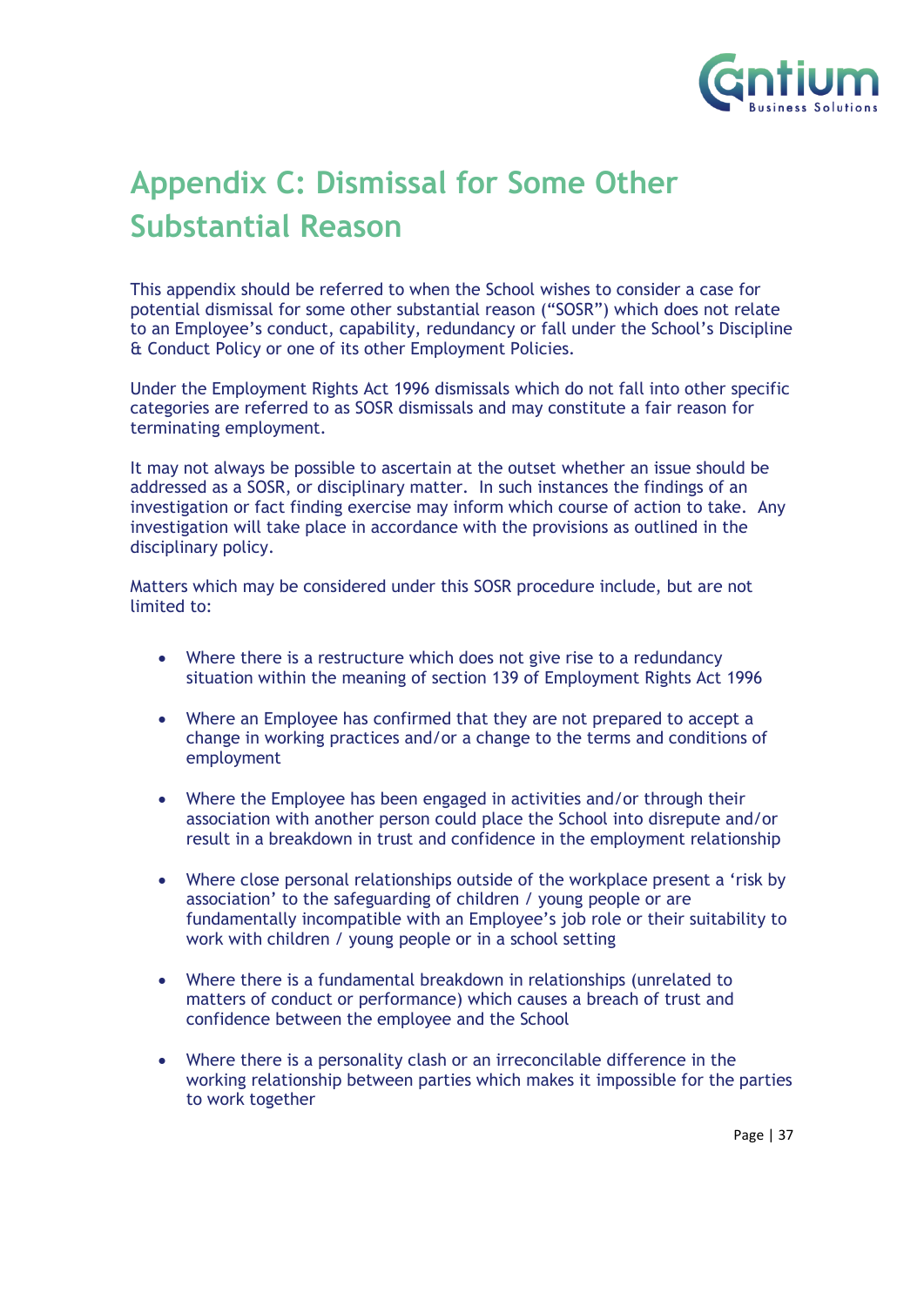# Appendix C: Dismissal for Some Other Substantial Reason

This appendix should be referred to when the School wishes to consider a case for potential dismissal for some other substantial reason ("SOSR") which does not relate to an Employee's conduct, capability, redundancy or fall under the School's Discipline & Conduct Policy or one of its other Employment Policies.

Under the Employment Rights Act 1996 dismissals which do not fall into other specific categories are referred to as SOSR dismissals and may constitute a fair reason for terminating employment.

It may not always be possible to ascertain at the outset whether an issue should be addressed as a SOSR, or disciplinary matter. In such instances the findings of an investigation or fact finding exercise may inform which course of action to take. Any investigation will take place in accordance with the provisions as outlined in the disciplinary policy.

Matters which may be considered under this SOSR procedure include, but are not limited to:

- Where there is a restructure which does not give rise to a redundancy situation within the meaning of section 139 of Employment Rights Act 1996
- Where an Employee has confirmed that they are not prepared to accept a change in working practices and/or a change to the terms and conditions of employment
- Where the Employee has been engaged in activities and/or through their association with another person could place the School into disrepute and/or result in a breakdown in trust and confidence in the employment relationship
- Where close personal relationships outside of the workplace present a 'risk by association' to the safeguarding of children / young people or are fundamentally incompatible with an Employee's job role or their suitability to work with children / young people or in a school setting
- Where there is a fundamental breakdown in relationships (unrelated to matters of conduct or performance) which causes a breach of trust and confidence between the employee and the School
- Where there is a personality clash or an irreconcilable difference in the working relationship between parties which makes it impossible for the parties to work together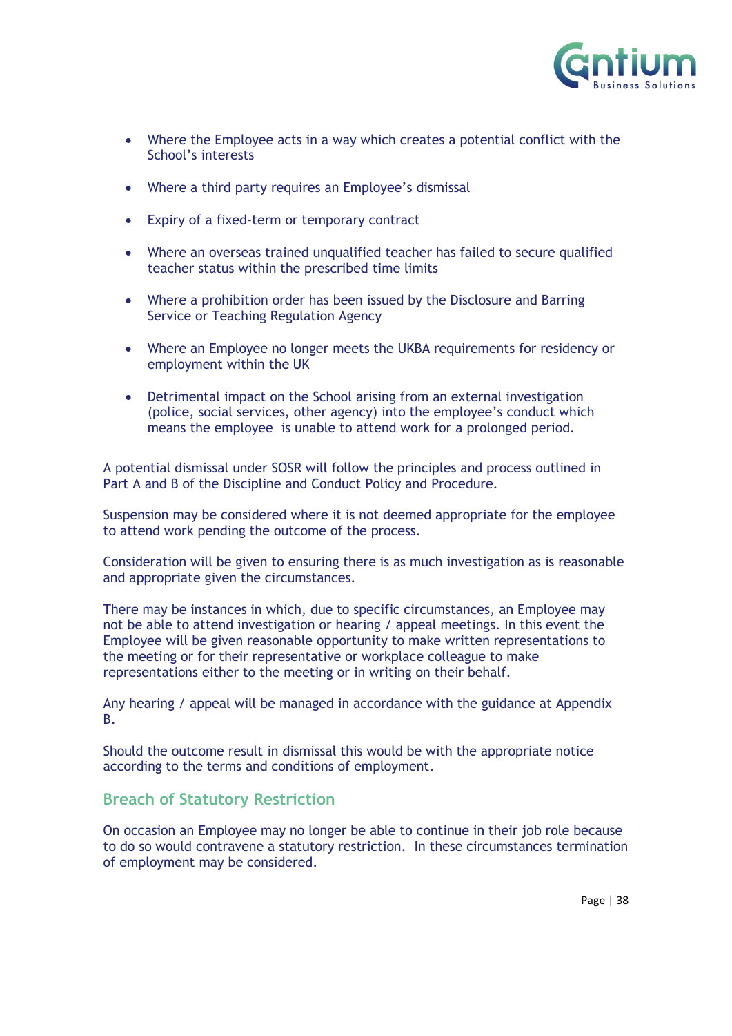- Where the Employee acts in a way which creates a potential conflict with the School's interests
- Where a third party requires an Employee's dismissal
- Expiry of a fixed-term or temporary contract
- Where an overseas trained unqualified teacher has failed to secure qualified teacher status within the prescribed time limits
- Where a prohibition order has been issued by the Disclosure and Barring Service or Teaching Regulation Agency
- Where an Employee no longer meets the UKBA requirements for residency or employment within the UK
- Detrimental impact on the School arising from an external investigation (police, social services, other agency) into the employee's conduct which means the employee is unable to attend work for a prolonged period.

A potential dismissal under SOSR will follow the principles and process outlined in Part A and B of the Discipline and Conduct Policy and Procedure.

Suspension may be considered where it is not deemed appropriate for the employee to attend work pending the outcome of the process.

Consideration will be given to ensuring there is as much investigation as is reasonable and appropriate given the circumstances.

There may be instances in which, due to specific circumstances, an Employee may not be able to attend investigation or hearing / appeal meetings. In this event the Employee will be given reasonable opportunity to make written representations to the meeting or for their representative or workplace colleague to make representations either to the meeting or in writing on their behalf.

Any hearing / appeal will be managed in accordance with the guidance at Appendix B.

Should the outcome result in dismissal this would be with the appropriate notice according to the terms and conditions of employment.

## Breach of Statutory Restriction

On occasion an Employee may no longer be able to continue in their job role because to do so would contravene a statutory restriction. In these circumstances termination of employment may be considered.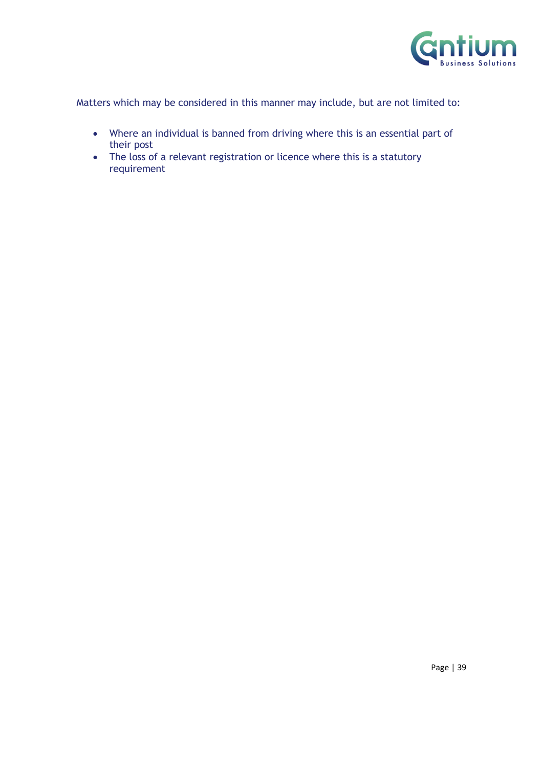Matters which may be considered in this manner may include, but are not limited to:

- Where an individual is banned from driving where this is an essential part of their post
- The loss of a relevant registration or licence where this is a statutory requirement